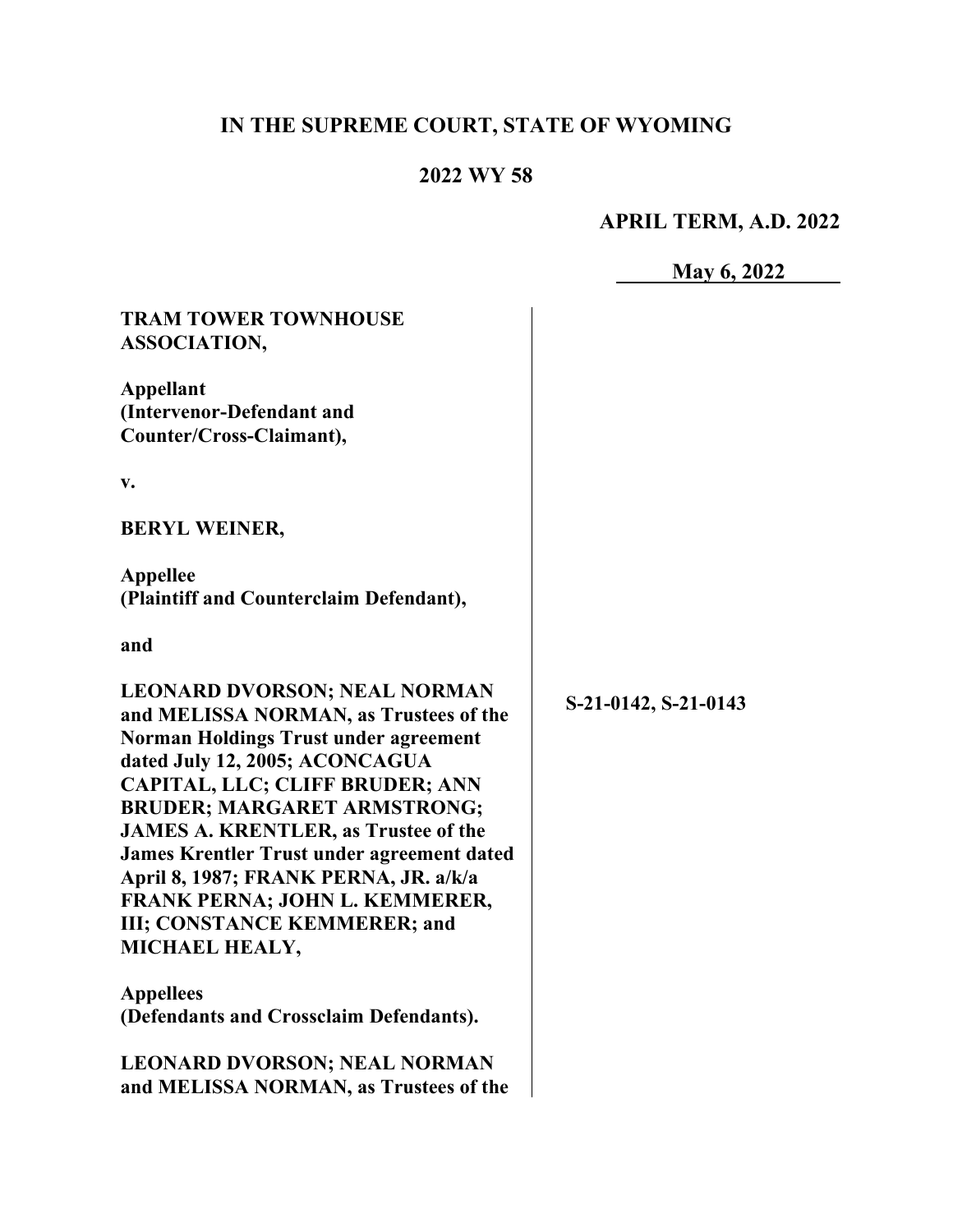# IN THE SUPREME COURT, STATE OF WYOMING

## 2022 WY 58

**APRIL TERM, A.D. 2022**

**May 6, 2022**

**TRAM TOWER TOWNHOUSE ASSOCIATION,**

**Appellant**
**(Intervenor-Defendant and Counter/Cross-Claimant),**

**v.**

**BERYL WEINER,**

**Appellee**
**(Plaintiff and Counterclaim Defendant),**

**and**

**LEONARD DVORSON; NEAL NORMAN and MELISSA NORMAN, as Trustees of the Norman Holdings Trust under agreement dated July 12, 2005; ACONCAGUA CAPITAL, LLC; CLIFF BRUDER; ANN BRUDER; MARGARET ARMSTRONG; JAMES A. KRENTLER, as Trustee of the James Krentler Trust under agreement dated April 8, 1987; FRANK PERNA, JR. a/k/a FRANK PERNA; JOHN L. KEMMERER, III; CONSTANCE KEMMERER; and MICHAEL HEALY,**

**Appellees**
**(Defendants and Crossclaim Defendants).**

**S-21-0142, S-21-0143**

**LEONARD DVORSON; NEAL NORMAN and MELISSA NORMAN, as Trustees of the**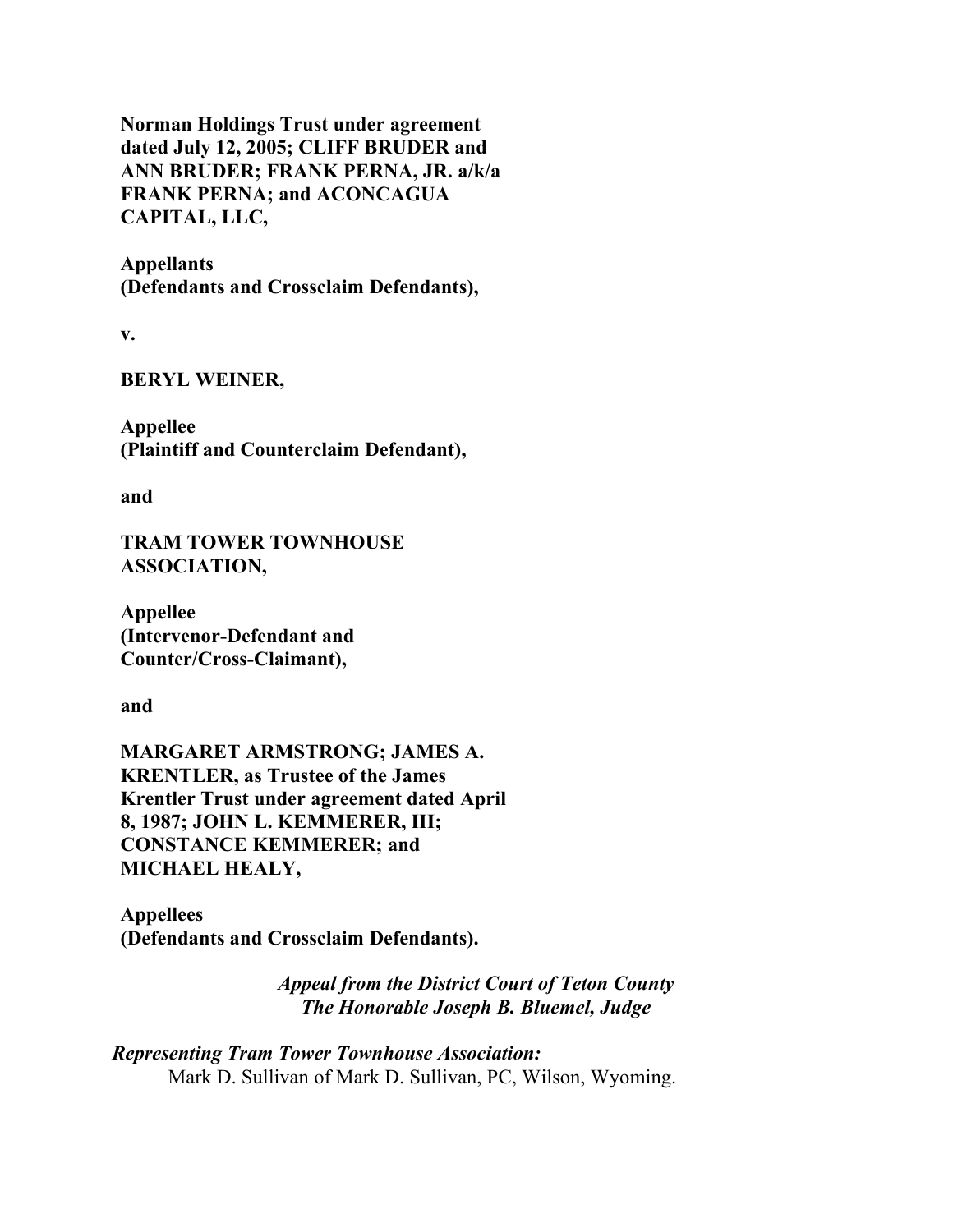**Norman Holdings Trust under agreement dated July 12, 2005; CLIFF BRUDER and ANN BRUDER; FRANK PERNA, JR. a/k/a FRANK PERNA; and ACONCAGUA CAPITAL, LLC,**

**Appellants**
**(Defendants and Crossclaim Defendants),**

**v.**

**BERYL WEINER,**

**Appellee**
**(Plaintiff and Counterclaim Defendant),**

**and**

**TRAM TOWER TOWNHOUSE ASSOCIATION,**

**Appellee**
**(Intervenor-Defendant and Counter/Cross-Claimant),**

**and**

**MARGARET ARMSTRONG; JAMES A. KRENTLER, as Trustee of the James Krentler Trust under agreement dated April 8, 1987; JOHN L. KEMMERER, III; CONSTANCE KEMMERER; and MICHAEL HEALY,**

**Appellees**
**(Defendants and Crossclaim Defendants).**

*Appeal from the District Court of Teton County*
*The Honorable Joseph B. Bluemel, Judge*

***Representing Tram Tower Townhouse Association:***
Mark D. Sullivan of Mark D. Sullivan, PC, Wilson, Wyoming.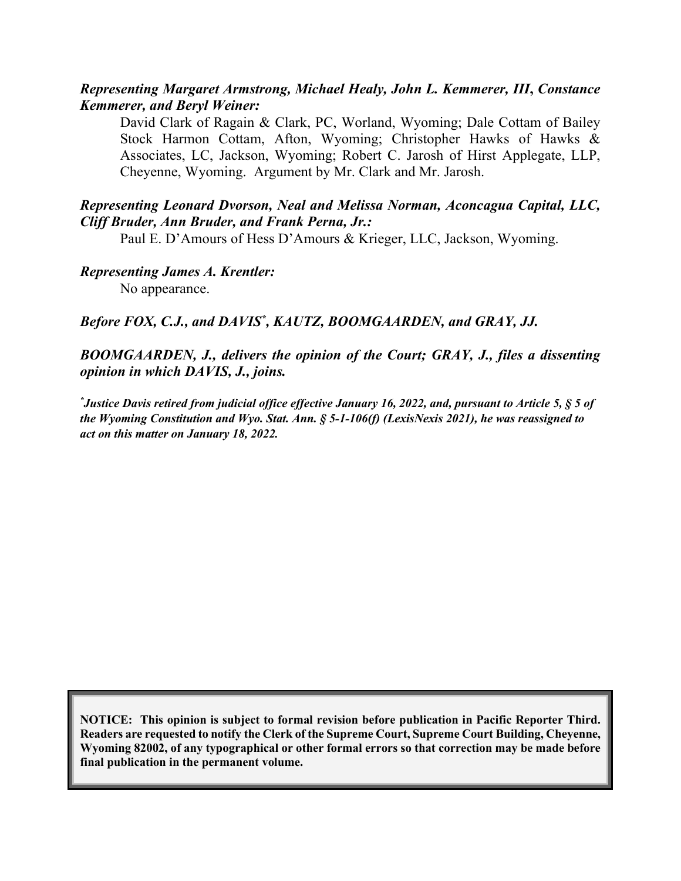***Representing Margaret Armstrong, Michael Healy, John L. Kemmerer, III, Constance Kemmerer, and Beryl Weiner:***

David Clark of Ragain & Clark, PC, Worland, Wyoming; Dale Cottam of Bailey Stock Harmon Cottam, Afton, Wyoming; Christopher Hawks of Hawks & Associates, LC, Jackson, Wyoming; Robert C. Jarosh of Hirst Applegate, LLP, Cheyenne, Wyoming. Argument by Mr. Clark and Mr. Jarosh.

***Representing Leonard Dvorson, Neal and Melissa Norman, Aconcagua Capital, LLC, Cliff Bruder, Ann Bruder, and Frank Perna, Jr.:***

Paul E. D'Amours of Hess D'Amours & Krieger, LLC, Jackson, Wyoming.

***Representing James A. Krentler:***

No appearance.

***Before FOX, C.J., and DAVIS*, KAUTZ, BOOMGAARDEN, and GRAY, JJ.***

***BOOMGAARDEN, J., delivers the opinion of the Court; GRAY, J., files a dissenting opinion in which DAVIS, J., joins.***

****Justice Davis retired from judicial office effective January 16, 2022, and, pursuant to Article 5, § 5 of the Wyoming Constitution and Wyo. Stat. Ann. § 5-1-106(f) (LexisNexis 2021), he was reassigned to act on this matter on January 18, 2022.***

**NOTICE: This opinion is subject to formal revision before publication in Pacific Reporter Third. Readers are requested to notify the Clerk of the Supreme Court, Supreme Court Building, Cheyenne, Wyoming 82002, of any typographical or other formal errors so that correction may be made before final publication in the permanent volume.**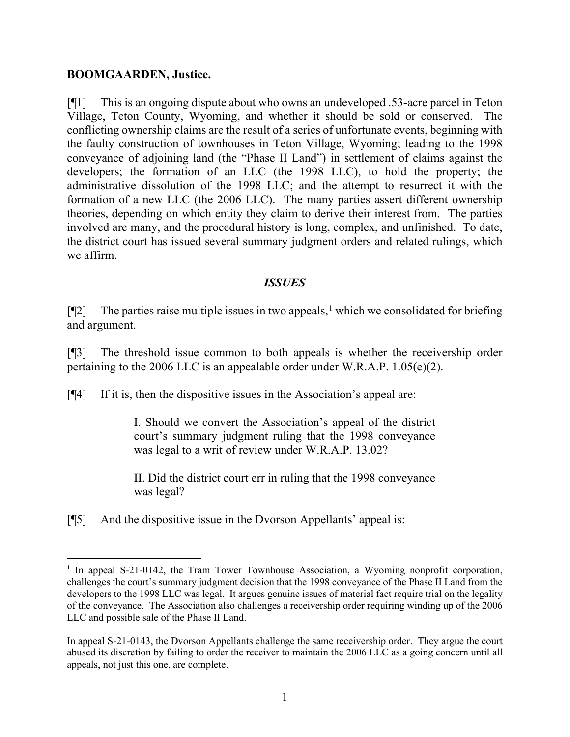**BOOMGAARDEN, Justice.**

[¶1] This is an ongoing dispute about who owns an undeveloped .53-acre parcel in Teton Village, Teton County, Wyoming, and whether it should be sold or conserved. The conflicting ownership claims are the result of a series of unfortunate events, beginning with the faulty construction of townhouses in Teton Village, Wyoming; leading to the 1998 conveyance of adjoining land (the "Phase II Land") in settlement of claims against the developers; the formation of an LLC (the 1998 LLC), to hold the property; the administrative dissolution of the 1998 LLC; and the attempt to resurrect it with the formation of a new LLC (the 2006 LLC). The many parties assert different ownership theories, depending on which entity they claim to derive their interest from. The parties involved are many, and the procedural history is long, complex, and unfinished. To date, the district court has issued several summary judgment orders and related rulings, which we affirm.

## *ISSUES*

[¶2] The parties raise multiple issues in two appeals,[1] which we consolidated for briefing and argument.

[¶3] The threshold issue common to both appeals is whether the receivership order pertaining to the 2006 LLC is an appealable order under W.R.A.P. 1.05(e)(2).

[¶4] If it is, then the dispositive issues in the Association's appeal are:

> I. Should we convert the Association's appeal of the district court's summary judgment ruling that the 1998 conveyance was legal to a writ of review under W.R.A.P. 13.02?
>
> II. Did the district court err in ruling that the 1998 conveyance was legal?

[¶5] And the dispositive issue in the Dvorson Appellants' appeal is:

---

[1] In appeal S-21-0142, the Tram Tower Townhouse Association, a Wyoming nonprofit corporation, challenges the court's summary judgment decision that the 1998 conveyance of the Phase II Land from the developers to the 1998 LLC was legal. It argues genuine issues of material fact require trial on the legality of the conveyance. The Association also challenges a receivership order requiring winding up of the 2006 LLC and possible sale of the Phase II Land.

In appeal S-21-0143, the Dvorson Appellants challenge the same receivership order. They argue the court abused its discretion by failing to order the receiver to maintain the 2006 LLC as a going concern until all appeals, not just this one, are complete.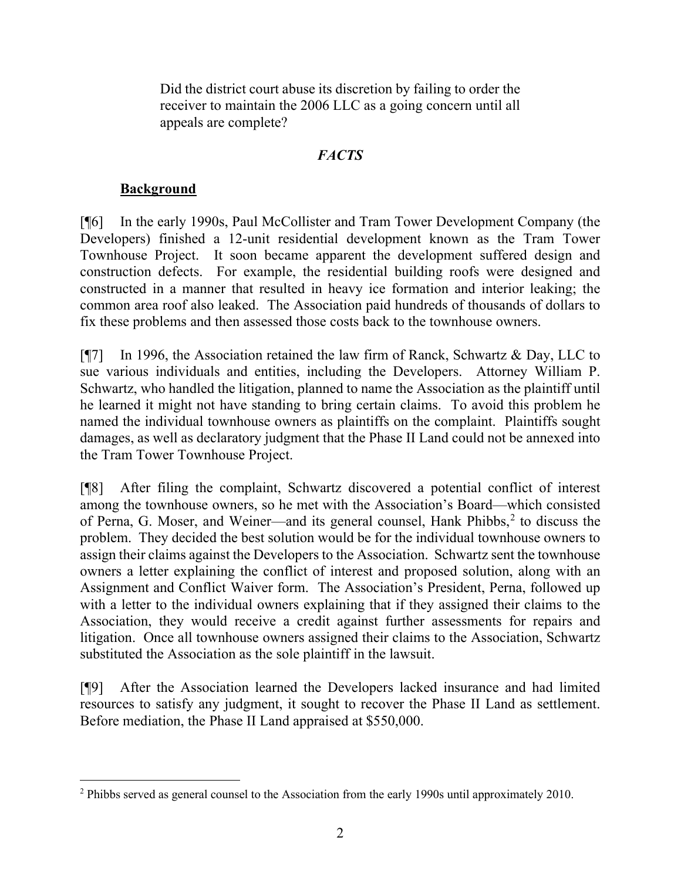> Did the district court abuse its discretion by failing to order the receiver to maintain the 2006 LLC as a going concern until all appeals are complete?

## *FACTS*

### **Background**

[¶6] In the early 1990s, Paul McCollister and Tram Tower Development Company (the Developers) finished a 12-unit residential development known as the Tram Tower Townhouse Project. It soon became apparent the development suffered design and construction defects. For example, the residential building roofs were designed and constructed in a manner that resulted in heavy ice formation and interior leaking; the common area roof also leaked. The Association paid hundreds of thousands of dollars to fix these problems and then assessed those costs back to the townhouse owners.

[¶7] In 1996, the Association retained the law firm of Ranck, Schwartz & Day, LLC to sue various individuals and entities, including the Developers. Attorney William P. Schwartz, who handled the litigation, planned to name the Association as the plaintiff until he learned it might not have standing to bring certain claims. To avoid this problem he named the individual townhouse owners as plaintiffs on the complaint. Plaintiffs sought damages, as well as declaratory judgment that the Phase II Land could not be annexed into the Tram Tower Townhouse Project.

[¶8] After filing the complaint, Schwartz discovered a potential conflict of interest among the townhouse owners, so he met with the Association's Board—which consisted of Perna, G. Moser, and Weiner—and its general counsel, Hank Phibbs,[2] to discuss the problem. They decided the best solution would be for the individual townhouse owners to assign their claims against the Developers to the Association. Schwartz sent the townhouse owners a letter explaining the conflict of interest and proposed solution, along with an Assignment and Conflict Waiver form. The Association's President, Perna, followed up with a letter to the individual owners explaining that if they assigned their claims to the Association, they would receive a credit against further assessments for repairs and litigation. Once all townhouse owners assigned their claims to the Association, Schwartz substituted the Association as the sole plaintiff in the lawsuit.

[¶9] After the Association learned the Developers lacked insurance and had limited resources to satisfy any judgment, it sought to recover the Phase II Land as settlement. Before mediation, the Phase II Land appraised at $550,000.

---

[2] Phibbs served as general counsel to the Association from the early 1990s until approximately 2010.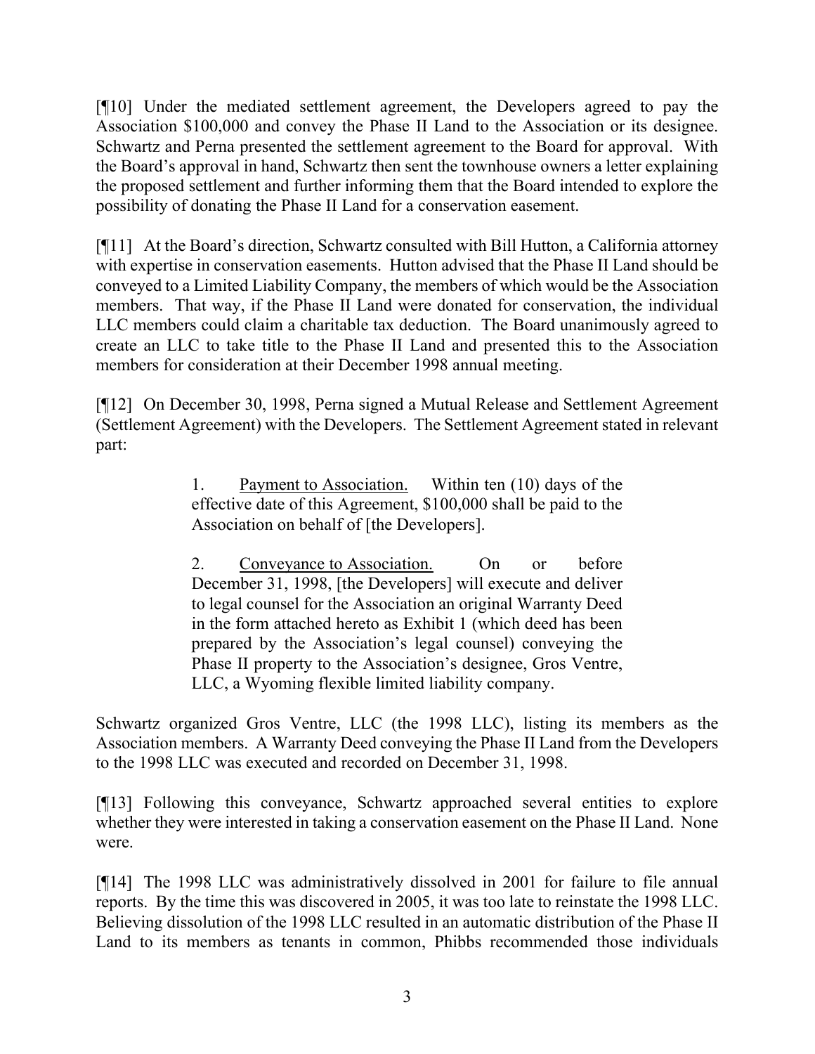[¶10] Under the mediated settlement agreement, the Developers agreed to pay the Association $100,000 and convey the Phase II Land to the Association or its designee. Schwartz and Perna presented the settlement agreement to the Board for approval. With the Board's approval in hand, Schwartz then sent the townhouse owners a letter explaining the proposed settlement and further informing them that the Board intended to explore the possibility of donating the Phase II Land for a conservation easement.

[¶11] At the Board's direction, Schwartz consulted with Bill Hutton, a California attorney with expertise in conservation easements. Hutton advised that the Phase II Land should be conveyed to a Limited Liability Company, the members of which would be the Association members. That way, if the Phase II Land were donated for conservation, the individual LLC members could claim a charitable tax deduction. The Board unanimously agreed to create an LLC to take title to the Phase II Land and presented this to the Association members for consideration at their December 1998 annual meeting.

[¶12] On December 30, 1998, Perna signed a Mutual Release and Settlement Agreement (Settlement Agreement) with the Developers. The Settlement Agreement stated in relevant part:

> 1. Payment to Association. Within ten (10) days of the effective date of this Agreement, $100,000 shall be paid to the Association on behalf of [the Developers].
>
> 2. Conveyance to Association. On or before December 31, 1998, [the Developers] will execute and deliver to legal counsel for the Association an original Warranty Deed in the form attached hereto as Exhibit 1 (which deed has been prepared by the Association's legal counsel) conveying the Phase II property to the Association's designee, Gros Ventre, LLC, a Wyoming flexible limited liability company.

Schwartz organized Gros Ventre, LLC (the 1998 LLC), listing its members as the Association members. A Warranty Deed conveying the Phase II Land from the Developers to the 1998 LLC was executed and recorded on December 31, 1998.

[¶13] Following this conveyance, Schwartz approached several entities to explore whether they were interested in taking a conservation easement on the Phase II Land. None were.

[¶14] The 1998 LLC was administratively dissolved in 2001 for failure to file annual reports. By the time this was discovered in 2005, it was too late to reinstate the 1998 LLC. Believing dissolution of the 1998 LLC resulted in an automatic distribution of the Phase II Land to its members as tenants in common, Phibbs recommended those individuals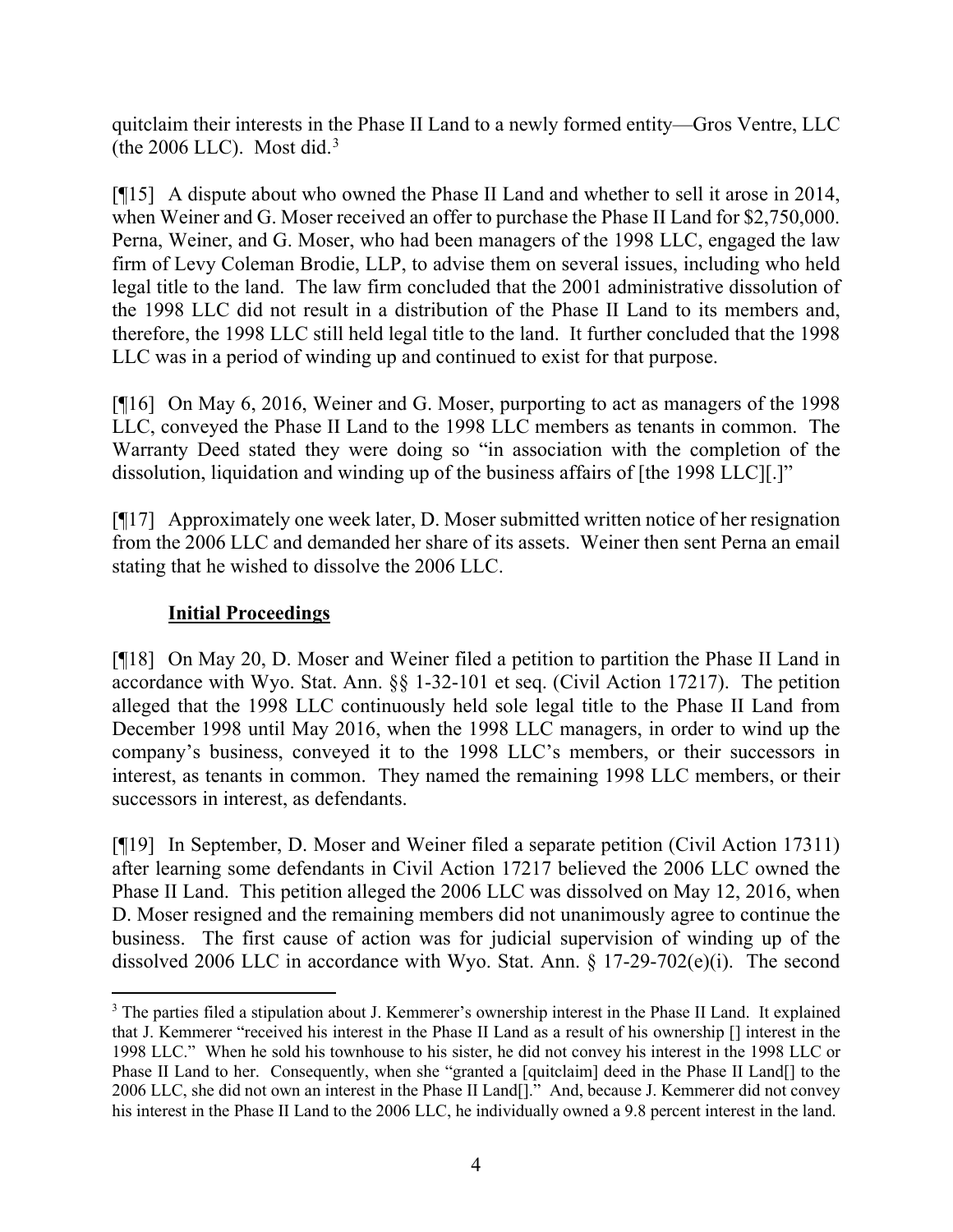quitclaim their interests in the Phase II Land to a newly formed entity—Gros Ventre, LLC (the 2006 LLC). Most did.[3]

[¶15] A dispute about who owned the Phase II Land and whether to sell it arose in 2014, when Weiner and G. Moser received an offer to purchase the Phase II Land for $2,750,000. Perna, Weiner, and G. Moser, who had been managers of the 1998 LLC, engaged the law firm of Levy Coleman Brodie, LLP, to advise them on several issues, including who held legal title to the land. The law firm concluded that the 2001 administrative dissolution of the 1998 LLC did not result in a distribution of the Phase II Land to its members and, therefore, the 1998 LLC still held legal title to the land. It further concluded that the 1998 LLC was in a period of winding up and continued to exist for that purpose.

[¶16] On May 6, 2016, Weiner and G. Moser, purporting to act as managers of the 1998 LLC, conveyed the Phase II Land to the 1998 LLC members as tenants in common. The Warranty Deed stated they were doing so "in association with the completion of the dissolution, liquidation and winding up of the business affairs of [the 1998 LLC][.]"

[¶17] Approximately one week later, D. Moser submitted written notice of her resignation from the 2006 LLC and demanded her share of its assets. Weiner then sent Perna an email stating that he wished to dissolve the 2006 LLC.

**Initial Proceedings**

[¶18] On May 20, D. Moser and Weiner filed a petition to partition the Phase II Land in accordance with Wyo. Stat. Ann. §§ 1-32-101 et seq. (Civil Action 17217). The petition alleged that the 1998 LLC continuously held sole legal title to the Phase II Land from December 1998 until May 2016, when the 1998 LLC managers, in order to wind up the company's business, conveyed it to the 1998 LLC's members, or their successors in interest, as tenants in common. They named the remaining 1998 LLC members, or their successors in interest, as defendants.

[¶19] In September, D. Moser and Weiner filed a separate petition (Civil Action 17311) after learning some defendants in Civil Action 17217 believed the 2006 LLC owned the Phase II Land. This petition alleged the 2006 LLC was dissolved on May 12, 2016, when D. Moser resigned and the remaining members did not unanimously agree to continue the business. The first cause of action was for judicial supervision of winding up of the dissolved 2006 LLC in accordance with Wyo. Stat. Ann. § 17-29-702(e)(i). The second

[3] The parties filed a stipulation about J. Kemmerer's ownership interest in the Phase II Land. It explained that J. Kemmerer "received his interest in the Phase II Land as a result of his ownership [] interest in the 1998 LLC." When he sold his townhouse to his sister, he did not convey his interest in the 1998 LLC or Phase II Land to her. Consequently, when she "granted a [quitclaim] deed in the Phase II Land[] to the 2006 LLC, she did not own an interest in the Phase II Land[]." And, because J. Kemmerer did not convey his interest in the Phase II Land to the 2006 LLC, he individually owned a 9.8 percent interest in the land.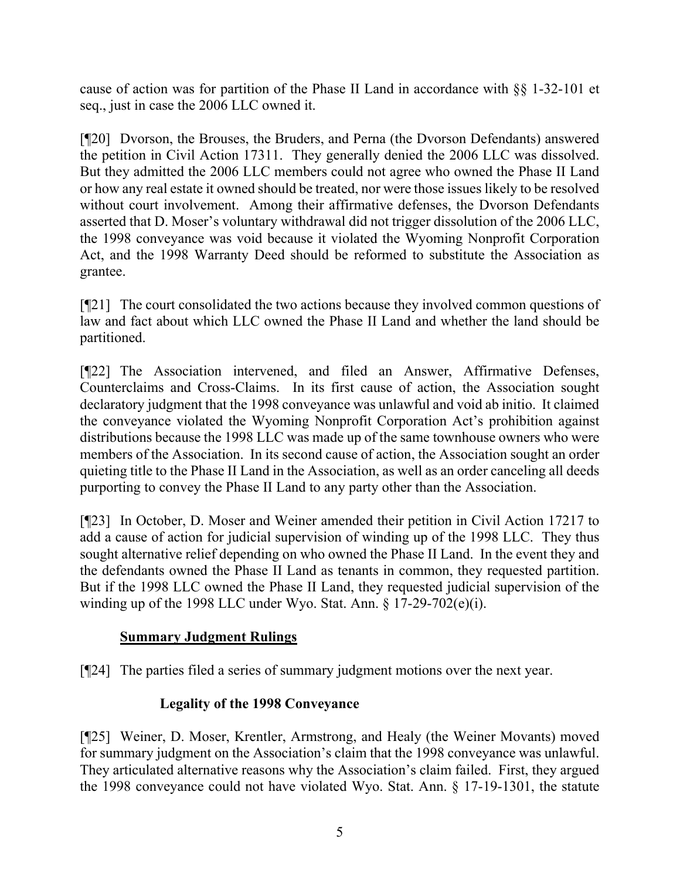cause of action was for partition of the Phase II Land in accordance with §§ 1-32-101 et seq., just in case the 2006 LLC owned it.

[¶20] Dvorson, the Brouses, the Bruders, and Perna (the Dvorson Defendants) answered the petition in Civil Action 17311. They generally denied the 2006 LLC was dissolved. But they admitted the 2006 LLC members could not agree who owned the Phase II Land or how any real estate it owned should be treated, nor were those issues likely to be resolved without court involvement. Among their affirmative defenses, the Dvorson Defendants asserted that D. Moser's voluntary withdrawal did not trigger dissolution of the 2006 LLC, the 1998 conveyance was void because it violated the Wyoming Nonprofit Corporation Act, and the 1998 Warranty Deed should be reformed to substitute the Association as grantee.

[¶21] The court consolidated the two actions because they involved common questions of law and fact about which LLC owned the Phase II Land and whether the land should be partitioned.

[¶22] The Association intervened, and filed an Answer, Affirmative Defenses, Counterclaims and Cross-Claims. In its first cause of action, the Association sought declaratory judgment that the 1998 conveyance was unlawful and void ab initio. It claimed the conveyance violated the Wyoming Nonprofit Corporation Act's prohibition against distributions because the 1998 LLC was made up of the same townhouse owners who were members of the Association. In its second cause of action, the Association sought an order quieting title to the Phase II Land in the Association, as well as an order canceling all deeds purporting to convey the Phase II Land to any party other than the Association.

[¶23] In October, D. Moser and Weiner amended their petition in Civil Action 17217 to add a cause of action for judicial supervision of winding up of the 1998 LLC. They thus sought alternative relief depending on who owned the Phase II Land. In the event they and the defendants owned the Phase II Land as tenants in common, they requested partition. But if the 1998 LLC owned the Phase II Land, they requested judicial supervision of the winding up of the 1998 LLC under Wyo. Stat. Ann. § 17-29-702(e)(i).

## Summary Judgment Rulings

[¶24] The parties filed a series of summary judgment motions over the next year.

### Legality of the 1998 Conveyance

[¶25] Weiner, D. Moser, Krentler, Armstrong, and Healy (the Weiner Movants) moved for summary judgment on the Association's claim that the 1998 conveyance was unlawful. They articulated alternative reasons why the Association's claim failed. First, they argued the 1998 conveyance could not have violated Wyo. Stat. Ann. § 17-19-1301, the statute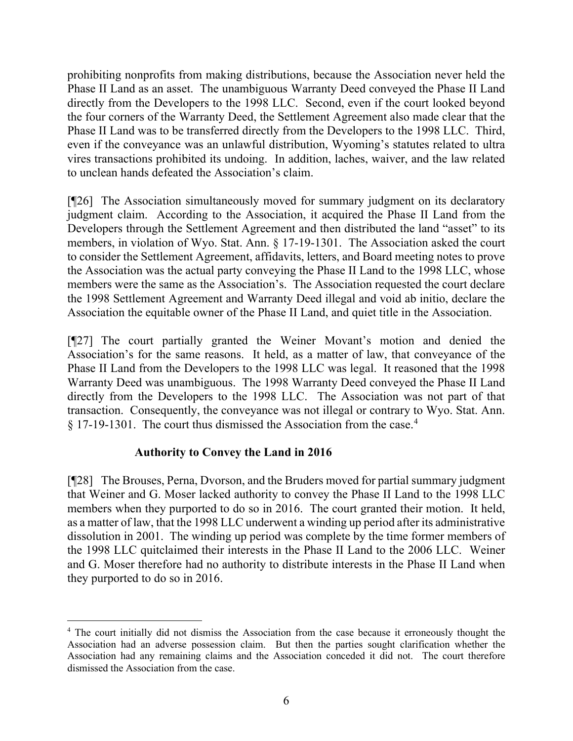prohibiting nonprofits from making distributions, because the Association never held the Phase II Land as an asset. The unambiguous Warranty Deed conveyed the Phase II Land directly from the Developers to the 1998 LLC. Second, even if the court looked beyond the four corners of the Warranty Deed, the Settlement Agreement also made clear that the Phase II Land was to be transferred directly from the Developers to the 1998 LLC. Third, even if the conveyance was an unlawful distribution, Wyoming's statutes related to ultra vires transactions prohibited its undoing. In addition, laches, waiver, and the law related to unclean hands defeated the Association's claim.

[¶26] The Association simultaneously moved for summary judgment on its declaratory judgment claim. According to the Association, it acquired the Phase II Land from the Developers through the Settlement Agreement and then distributed the land "asset" to its members, in violation of Wyo. Stat. Ann. § 17-19-1301. The Association asked the court to consider the Settlement Agreement, affidavits, letters, and Board meeting notes to prove the Association was the actual party conveying the Phase II Land to the 1998 LLC, whose members were the same as the Association's. The Association requested the court declare the 1998 Settlement Agreement and Warranty Deed illegal and void ab initio, declare the Association the equitable owner of the Phase II Land, and quiet title in the Association.

[¶27] The court partially granted the Weiner Movant's motion and denied the Association's for the same reasons. It held, as a matter of law, that conveyance of the Phase II Land from the Developers to the 1998 LLC was legal. It reasoned that the 1998 Warranty Deed was unambiguous. The 1998 Warranty Deed conveyed the Phase II Land directly from the Developers to the 1998 LLC. The Association was not part of that transaction. Consequently, the conveyance was not illegal or contrary to Wyo. Stat. Ann. § 17-19-1301. The court thus dismissed the Association from the case.[4]

### Authority to Convey the Land in 2016

[¶28] The Brouses, Perna, Dvorson, and the Bruders moved for partial summary judgment that Weiner and G. Moser lacked authority to convey the Phase II Land to the 1998 LLC members when they purported to do so in 2016. The court granted their motion. It held, as a matter of law, that the 1998 LLC underwent a winding up period after its administrative dissolution in 2001. The winding up period was complete by the time former members of the 1998 LLC quitclaimed their interests in the Phase II Land to the 2006 LLC. Weiner and G. Moser therefore had no authority to distribute interests in the Phase II Land when they purported to do so in 2016.

---

[4] The court initially did not dismiss the Association from the case because it erroneously thought the Association had an adverse possession claim. But then the parties sought clarification whether the Association had any remaining claims and the Association conceded it did not. The court therefore dismissed the Association from the case.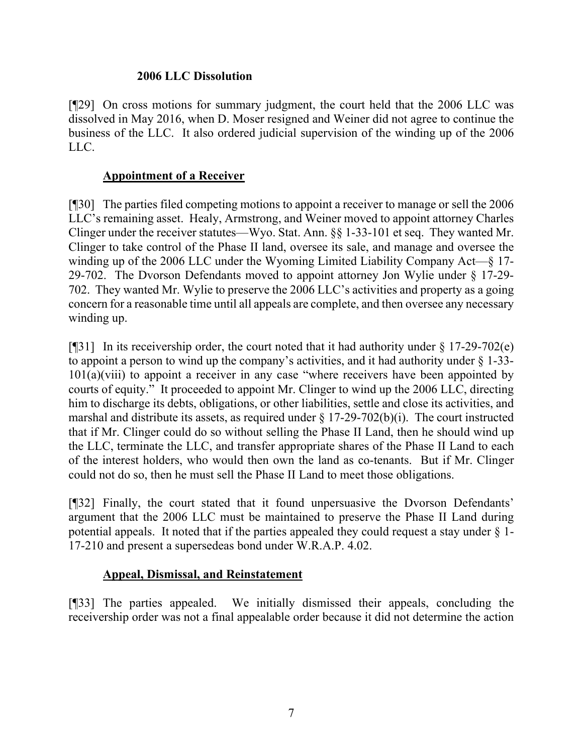### 2006 LLC Dissolution

[¶29] On cross motions for summary judgment, the court held that the 2006 LLC was dissolved in May 2016, when D. Moser resigned and Weiner did not agree to continue the business of the LLC. It also ordered judicial supervision of the winding up of the 2006 LLC.

### Appointment of a Receiver

[¶30] The parties filed competing motions to appoint a receiver to manage or sell the 2006 LLC's remaining asset. Healy, Armstrong, and Weiner moved to appoint attorney Charles Clinger under the receiver statutes—Wyo. Stat. Ann. §§ 1-33-101 et seq. They wanted Mr. Clinger to take control of the Phase II land, oversee its sale, and manage and oversee the winding up of the 2006 LLC under the Wyoming Limited Liability Company Act—§ 17-29-702. The Dvorson Defendants moved to appoint attorney Jon Wylie under § 17-29-702. They wanted Mr. Wylie to preserve the 2006 LLC's activities and property as a going concern for a reasonable time until all appeals are complete, and then oversee any necessary winding up.

[¶31] In its receivership order, the court noted that it had authority under § 17-29-702(e) to appoint a person to wind up the company's activities, and it had authority under § 1-33-101(a)(viii) to appoint a receiver in any case "where receivers have been appointed by courts of equity." It proceeded to appoint Mr. Clinger to wind up the 2006 LLC, directing him to discharge its debts, obligations, or other liabilities, settle and close its activities, and marshal and distribute its assets, as required under § 17-29-702(b)(i). The court instructed that if Mr. Clinger could do so without selling the Phase II Land, then he should wind up the LLC, terminate the LLC, and transfer appropriate shares of the Phase II Land to each of the interest holders, who would then own the land as co-tenants. But if Mr. Clinger could not do so, then he must sell the Phase II Land to meet those obligations.

[¶32] Finally, the court stated that it found unpersuasive the Dvorson Defendants' argument that the 2006 LLC must be maintained to preserve the Phase II Land during potential appeals. It noted that if the parties appealed they could request a stay under § 1-17-210 and present a supersedeas bond under W.R.A.P. 4.02.

### Appeal, Dismissal, and Reinstatement

[¶33] The parties appealed. We initially dismissed their appeals, concluding the receivership order was not a final appealable order because it did not determine the action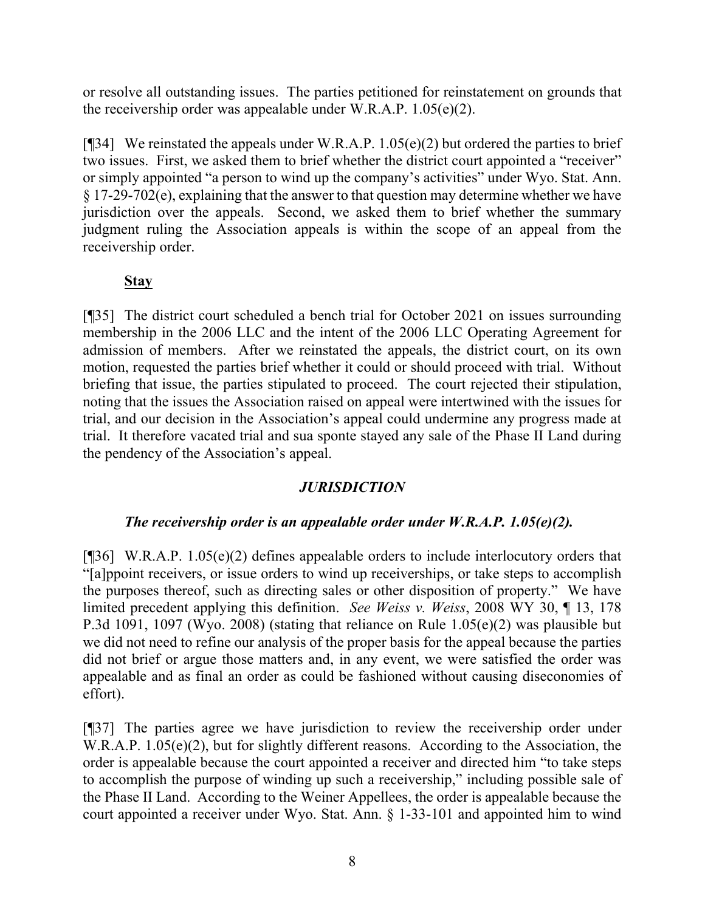or resolve all outstanding issues. The parties petitioned for reinstatement on grounds that the receivership order was appealable under W.R.A.P. 1.05(e)(2).

[¶34] We reinstated the appeals under W.R.A.P. 1.05(e)(2) but ordered the parties to brief two issues. First, we asked them to brief whether the district court appointed a "receiver" or simply appointed "a person to wind up the company's activities" under Wyo. Stat. Ann. § 17-29-702(e), explaining that the answer to that question may determine whether we have jurisdiction over the appeals. Second, we asked them to brief whether the summary judgment ruling the Association appeals is within the scope of an appeal from the receivership order.

**Stay**

[¶35] The district court scheduled a bench trial for October 2021 on issues surrounding membership in the 2006 LLC and the intent of the 2006 LLC Operating Agreement for admission of members. After we reinstated the appeals, the district court, on its own motion, requested the parties brief whether it could or should proceed with trial. Without briefing that issue, the parties stipulated to proceed. The court rejected their stipulation, noting that the issues the Association raised on appeal were intertwined with the issues for trial, and our decision in the Association's appeal could undermine any progress made at trial. It therefore vacated trial and sua sponte stayed any sale of the Phase II Land during the pendency of the Association's appeal.

## ***JURISDICTION***

### ***The receivership order is an appealable order under W.R.A.P. 1.05(e)(2).***

[¶36] W.R.A.P. 1.05(e)(2) defines appealable orders to include interlocutory orders that "[a]ppoint receivers, or issue orders to wind up receiverships, or take steps to accomplish the purposes thereof, such as directing sales or other disposition of property." We have limited precedent applying this definition. *See Weiss v. Weiss*, 2008 WY 30, ¶ 13, 178 P.3d 1091, 1097 (Wyo. 2008) (stating that reliance on Rule 1.05(e)(2) was plausible but we did not need to refine our analysis of the proper basis for the appeal because the parties did not brief or argue those matters and, in any event, we were satisfied the order was appealable and as final an order as could be fashioned without causing diseconomies of effort).

[¶37] The parties agree we have jurisdiction to review the receivership order under W.R.A.P. 1.05(e)(2), but for slightly different reasons. According to the Association, the order is appealable because the court appointed a receiver and directed him "to take steps to accomplish the purpose of winding up such a receivership," including possible sale of the Phase II Land. According to the Weiner Appellees, the order is appealable because the court appointed a receiver under Wyo. Stat. Ann. § 1-33-101 and appointed him to wind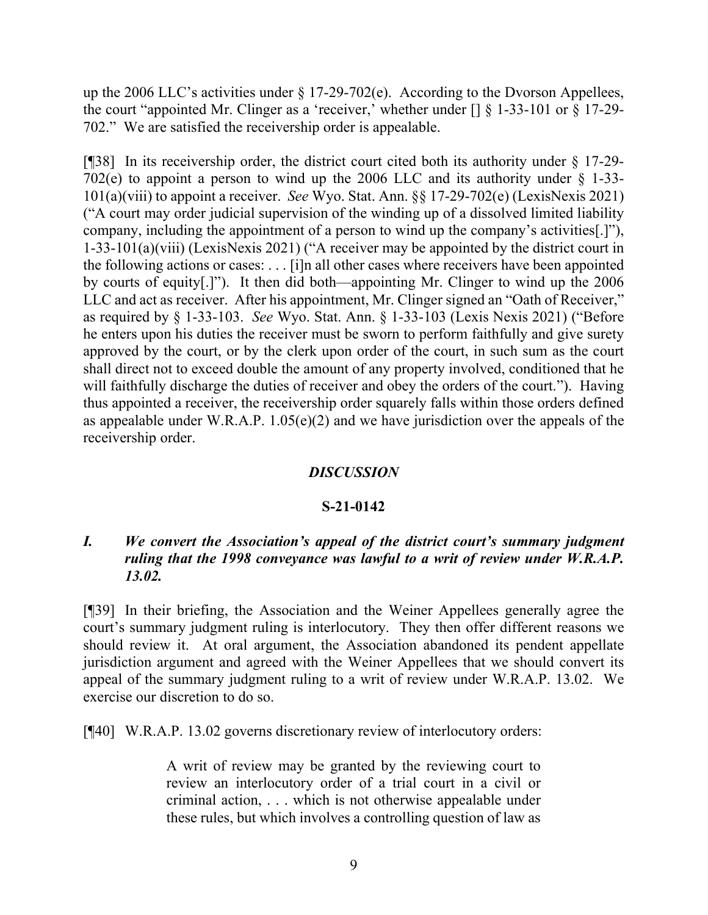up the 2006 LLC's activities under § 17-29-702(e). According to the Dvorson Appellees, the court "appointed Mr. Clinger as a 'receiver,' whether under [] § 1-33-101 or § 17-29-702." We are satisfied the receivership order is appealable.

[¶38] In its receivership order, the district court cited both its authority under § 17-29-702(e) to appoint a person to wind up the 2006 LLC and its authority under § 1-33-101(a)(viii) to appoint a receiver. *See* Wyo. Stat. Ann. §§ 17-29-702(e) (LexisNexis 2021) ("A court may order judicial supervision of the winding up of a dissolved limited liability company, including the appointment of a person to wind up the company's activities[.]"), 1-33-101(a)(viii) (LexisNexis 2021) ("A receiver may be appointed by the district court in the following actions or cases: . . . [i]n all other cases where receivers have been appointed by courts of equity[.]"). It then did both—appointing Mr. Clinger to wind up the 2006 LLC and act as receiver. After his appointment, Mr. Clinger signed an "Oath of Receiver," as required by § 1-33-103. *See* Wyo. Stat. Ann. § 1-33-103 (Lexis Nexis 2021) ("Before he enters upon his duties the receiver must be sworn to perform faithfully and give surety approved by the court, or by the clerk upon order of the court, in such sum as the court shall direct not to exceed double the amount of any property involved, conditioned that he will faithfully discharge the duties of receiver and obey the orders of the court."). Having thus appointed a receiver, the receivership order squarely falls within those orders defined as appealable under W.R.A.P. 1.05(e)(2) and we have jurisdiction over the appeals of the receivership order.

## *DISCUSSION*

### S-21-0142

### *I. We convert the Association's appeal of the district court's summary judgment ruling that the 1998 conveyance was lawful to a writ of review under W.R.A.P. 13.02.*

[¶39] In their briefing, the Association and the Weiner Appellees generally agree the court's summary judgment ruling is interlocutory. They then offer different reasons we should review it. At oral argument, the Association abandoned its pendent appellate jurisdiction argument and agreed with the Weiner Appellees that we should convert its appeal of the summary judgment ruling to a writ of review under W.R.A.P. 13.02. We exercise our discretion to do so.

[¶40] W.R.A.P. 13.02 governs discretionary review of interlocutory orders:

> A writ of review may be granted by the reviewing court to review an interlocutory order of a trial court in a civil or criminal action, . . . which is not otherwise appealable under these rules, but which involves a controlling question of law as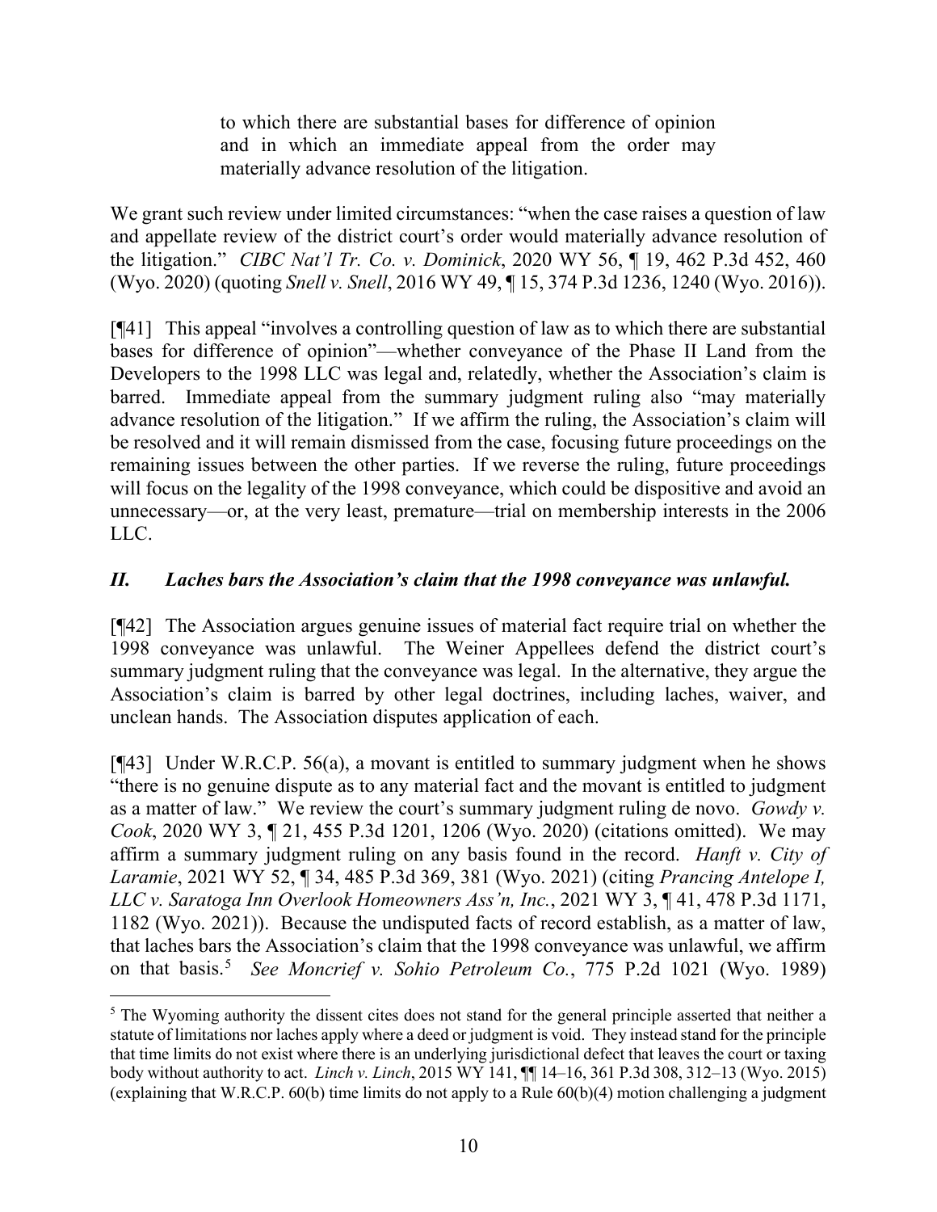> to which there are substantial bases for difference of opinion and in which an immediate appeal from the order may materially advance resolution of the litigation.

We grant such review under limited circumstances: "when the case raises a question of law and appellate review of the district court's order would materially advance resolution of the litigation." *CIBC Nat'l Tr. Co. v. Dominick*, 2020 WY 56, ¶ 19, 462 P.3d 452, 460 (Wyo. 2020) (quoting *Snell v. Snell*, 2016 WY 49, ¶ 15, 374 P.3d 1236, 1240 (Wyo. 2016)).

[¶41] This appeal "involves a controlling question of law as to which there are substantial bases for difference of opinion"—whether conveyance of the Phase II Land from the Developers to the 1998 LLC was legal and, relatedly, whether the Association's claim is barred. Immediate appeal from the summary judgment ruling also "may materially advance resolution of the litigation." If we affirm the ruling, the Association's claim will be resolved and it will remain dismissed from the case, focusing future proceedings on the remaining issues between the other parties. If we reverse the ruling, future proceedings will focus on the legality of the 1998 conveyance, which could be dispositive and avoid an unnecessary—or, at the very least, premature—trial on membership interests in the 2006 LLC.

## *II. Laches bars the Association's claim that the 1998 conveyance was unlawful.*

[¶42] The Association argues genuine issues of material fact require trial on whether the 1998 conveyance was unlawful. The Weiner Appellees defend the district court's summary judgment ruling that the conveyance was legal. In the alternative, they argue the Association's claim is barred by other legal doctrines, including laches, waiver, and unclean hands. The Association disputes application of each.

[¶43] Under W.R.C.P. 56(a), a movant is entitled to summary judgment when he shows "there is no genuine dispute as to any material fact and the movant is entitled to judgment as a matter of law." We review the court's summary judgment ruling de novo. *Gowdy v. Cook*, 2020 WY 3, ¶ 21, 455 P.3d 1201, 1206 (Wyo. 2020) (citations omitted). We may affirm a summary judgment ruling on any basis found in the record. *Hanft v. City of Laramie*, 2021 WY 52, ¶ 34, 485 P.3d 369, 381 (Wyo. 2021) (citing *Prancing Antelope I, LLC v. Saratoga Inn Overlook Homeowners Ass'n, Inc.*, 2021 WY 3, ¶ 41, 478 P.3d 1171, 1182 (Wyo. 2021)). Because the undisputed facts of record establish, as a matter of law, that laches bars the Association's claim that the 1998 conveyance was unlawful, we affirm on that basis.[5] *See Moncrief v. Sohio Petroleum Co.*, 775 P.2d 1021 (Wyo. 1989)

---

[5] The Wyoming authority the dissent cites does not stand for the general principle asserted that neither a statute of limitations nor laches apply where a deed or judgment is void. They instead stand for the principle that time limits do not exist where there is an underlying jurisdictional defect that leaves the court or taxing body without authority to act. *Linch v. Linch*, 2015 WY 141, ¶¶ 14–16, 361 P.3d 308, 312–13 (Wyo. 2015) (explaining that W.R.C.P. 60(b) time limits do not apply to a Rule 60(b)(4) motion challenging a judgment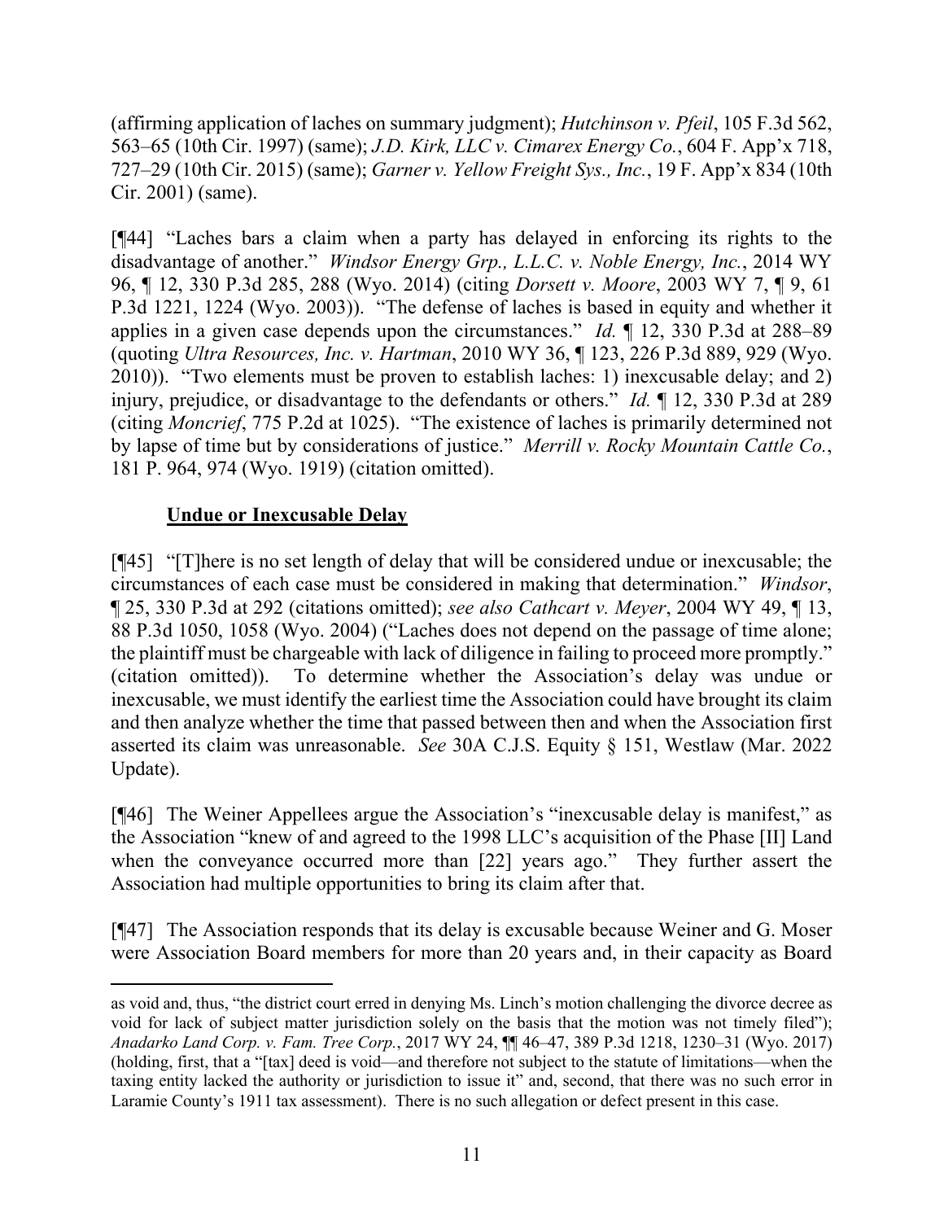(affirming application of laches on summary judgment); *Hutchinson v. Pfeil*, 105 F.3d 562, 563–65 (10th Cir. 1997) (same); *J.D. Kirk, LLC v. Cimarex Energy Co.*, 604 F. App'x 718, 727–29 (10th Cir. 2015) (same); *Garner v. Yellow Freight Sys., Inc.*, 19 F. App'x 834 (10th Cir. 2001) (same).

[¶44] "Laches bars a claim when a party has delayed in enforcing its rights to the disadvantage of another." *Windsor Energy Grp., L.L.C. v. Noble Energy, Inc.*, 2014 WY 96, ¶ 12, 330 P.3d 285, 288 (Wyo. 2014) (citing *Dorsett v. Moore*, 2003 WY 7, ¶ 9, 61 P.3d 1221, 1224 (Wyo. 2003)). "The defense of laches is based in equity and whether it applies in a given case depends upon the circumstances." *Id.* ¶ 12, 330 P.3d at 288–89 (quoting *Ultra Resources, Inc. v. Hartman*, 2010 WY 36, ¶ 123, 226 P.3d 889, 929 (Wyo. 2010)). "Two elements must be proven to establish laches: 1) inexcusable delay; and 2) injury, prejudice, or disadvantage to the defendants or others." *Id.* ¶ 12, 330 P.3d at 289 (citing *Moncrief*, 775 P.2d at 1025). "The existence of laches is primarily determined not by lapse of time but by considerations of justice." *Merrill v. Rocky Mountain Cattle Co.*, 181 P. 964, 974 (Wyo. 1919) (citation omitted).

**Undue or Inexcusable Delay**

[¶45] "[T]here is no set length of delay that will be considered undue or inexcusable; the circumstances of each case must be considered in making that determination." *Windsor*, ¶ 25, 330 P.3d at 292 (citations omitted); *see also Cathcart v. Meyer*, 2004 WY 49, ¶ 13, 88 P.3d 1050, 1058 (Wyo. 2004) ("Laches does not depend on the passage of time alone; the plaintiff must be chargeable with lack of diligence in failing to proceed more promptly." (citation omitted)). To determine whether the Association's delay was undue or inexcusable, we must identify the earliest time the Association could have brought its claim and then analyze whether the time that passed between then and when the Association first asserted its claim was unreasonable. *See* 30A C.J.S. Equity § 151, Westlaw (Mar. 2022 Update).

[¶46] The Weiner Appellees argue the Association's "inexcusable delay is manifest," as the Association "knew of and agreed to the 1998 LLC's acquisition of the Phase [II] Land when the conveyance occurred more than [22] years ago." They further assert the Association had multiple opportunities to bring its claim after that.

[¶47] The Association responds that its delay is excusable because Weiner and G. Moser were Association Board members for more than 20 years and, in their capacity as Board

---

as void and, thus, "the district court erred in denying Ms. Linch's motion challenging the divorce decree as void for lack of subject matter jurisdiction solely on the basis that the motion was not timely filed"); *Anadarko Land Corp. v. Fam. Tree Corp.*, 2017 WY 24, ¶¶ 46–47, 389 P.3d 1218, 1230–31 (Wyo. 2017) (holding, first, that a "[tax] deed is void—and therefore not subject to the statute of limitations—when the taxing entity lacked the authority or jurisdiction to issue it" and, second, that there was no such error in Laramie County's 1911 tax assessment). There is no such allegation or defect present in this case.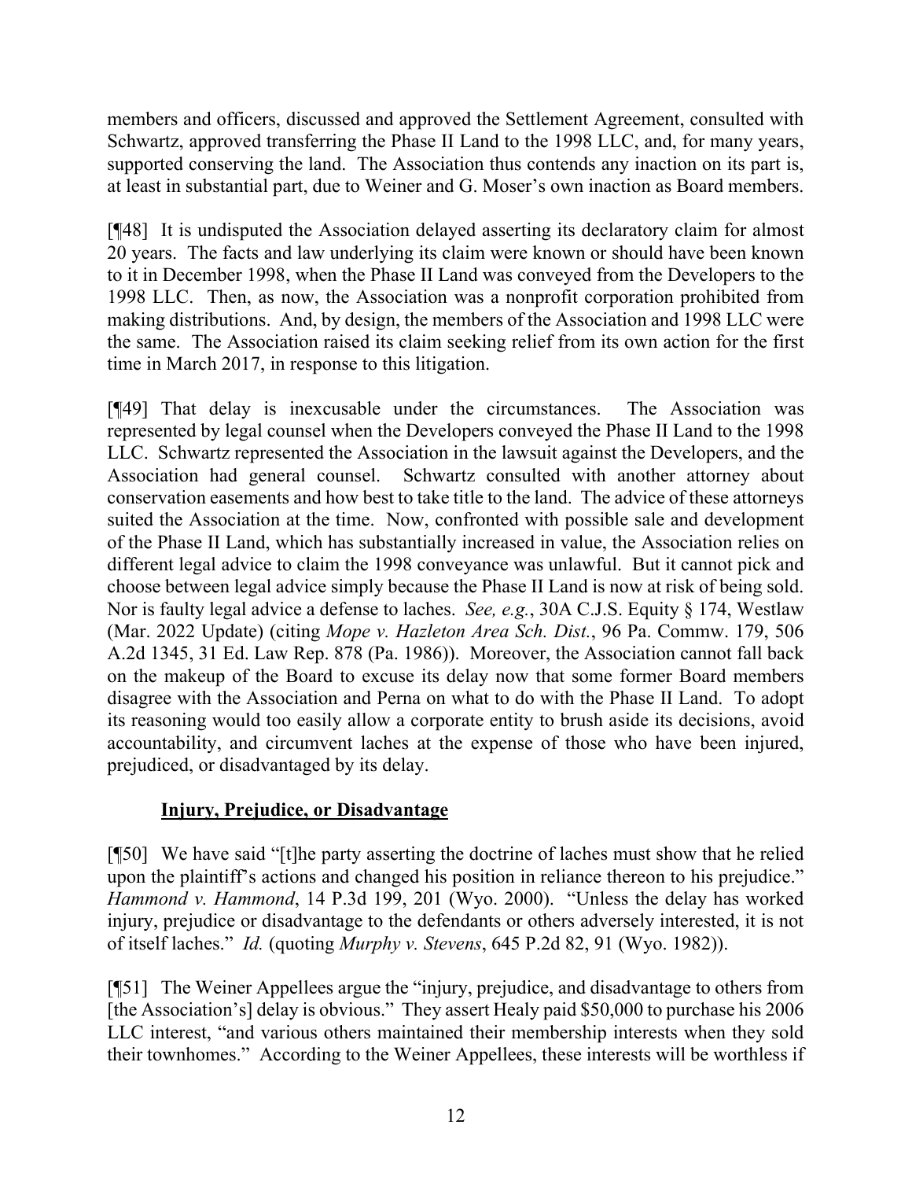members and officers, discussed and approved the Settlement Agreement, consulted with Schwartz, approved transferring the Phase II Land to the 1998 LLC, and, for many years, supported conserving the land. The Association thus contends any inaction on its part is, at least in substantial part, due to Weiner and G. Moser's own inaction as Board members.

[¶48] It is undisputed the Association delayed asserting its declaratory claim for almost 20 years. The facts and law underlying its claim were known or should have been known to it in December 1998, when the Phase II Land was conveyed from the Developers to the 1998 LLC. Then, as now, the Association was a nonprofit corporation prohibited from making distributions. And, by design, the members of the Association and 1998 LLC were the same. The Association raised its claim seeking relief from its own action for the first time in March 2017, in response to this litigation.

[¶49] That delay is inexcusable under the circumstances. The Association was represented by legal counsel when the Developers conveyed the Phase II Land to the 1998 LLC. Schwartz represented the Association in the lawsuit against the Developers, and the Association had general counsel. Schwartz consulted with another attorney about conservation easements and how best to take title to the land. The advice of these attorneys suited the Association at the time. Now, confronted with possible sale and development of the Phase II Land, which has substantially increased in value, the Association relies on different legal advice to claim the 1998 conveyance was unlawful. But it cannot pick and choose between legal advice simply because the Phase II Land is now at risk of being sold. Nor is faulty legal advice a defense to laches. *See, e.g.*, 30A C.J.S. Equity § 174, Westlaw (Mar. 2022 Update) (citing *Mope v. Hazleton Area Sch. Dist.*, 96 Pa. Commw. 179, 506 A.2d 1345, 31 Ed. Law Rep. 878 (Pa. 1986)). Moreover, the Association cannot fall back on the makeup of the Board to excuse its delay now that some former Board members disagree with the Association and Perna on what to do with the Phase II Land. To adopt its reasoning would too easily allow a corporate entity to brush aside its decisions, avoid accountability, and circumvent laches at the expense of those who have been injured, prejudiced, or disadvantaged by its delay.

### Injury, Prejudice, or Disadvantage

[¶50] We have said "[t]he party asserting the doctrine of laches must show that he relied upon the plaintiff's actions and changed his position in reliance thereon to his prejudice." *Hammond v. Hammond*, 14 P.3d 199, 201 (Wyo. 2000). "Unless the delay has worked injury, prejudice or disadvantage to the defendants or others adversely interested, it is not of itself laches." *Id.* (quoting *Murphy v. Stevens*, 645 P.2d 82, 91 (Wyo. 1982)).

[¶51] The Weiner Appellees argue the "injury, prejudice, and disadvantage to others from [the Association's] delay is obvious." They assert Healy paid $50,000 to purchase his 2006 LLC interest, "and various others maintained their membership interests when they sold their townhomes." According to the Weiner Appellees, these interests will be worthless if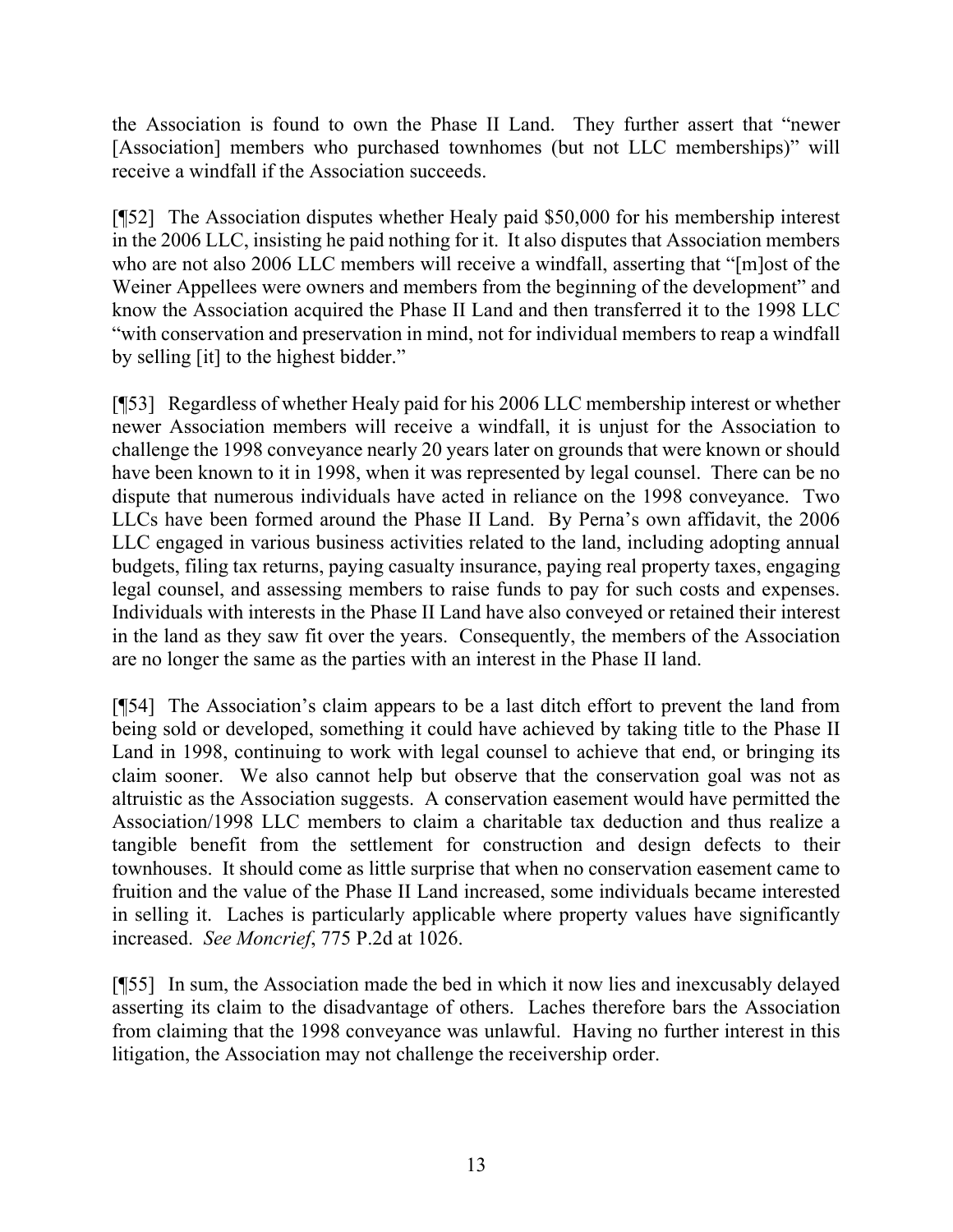the Association is found to own the Phase II Land. They further assert that "newer [Association] members who purchased townhomes (but not LLC memberships)" will receive a windfall if the Association succeeds.

[¶52] The Association disputes whether Healy paid $50,000 for his membership interest in the 2006 LLC, insisting he paid nothing for it. It also disputes that Association members who are not also 2006 LLC members will receive a windfall, asserting that "[m]ost of the Weiner Appellees were owners and members from the beginning of the development" and know the Association acquired the Phase II Land and then transferred it to the 1998 LLC "with conservation and preservation in mind, not for individual members to reap a windfall by selling [it] to the highest bidder."

[¶53] Regardless of whether Healy paid for his 2006 LLC membership interest or whether newer Association members will receive a windfall, it is unjust for the Association to challenge the 1998 conveyance nearly 20 years later on grounds that were known or should have been known to it in 1998, when it was represented by legal counsel. There can be no dispute that numerous individuals have acted in reliance on the 1998 conveyance. Two LLCs have been formed around the Phase II Land. By Perna's own affidavit, the 2006 LLC engaged in various business activities related to the land, including adopting annual budgets, filing tax returns, paying casualty insurance, paying real property taxes, engaging legal counsel, and assessing members to raise funds to pay for such costs and expenses. Individuals with interests in the Phase II Land have also conveyed or retained their interest in the land as they saw fit over the years. Consequently, the members of the Association are no longer the same as the parties with an interest in the Phase II land.

[¶54] The Association's claim appears to be a last ditch effort to prevent the land from being sold or developed, something it could have achieved by taking title to the Phase II Land in 1998, continuing to work with legal counsel to achieve that end, or bringing its claim sooner. We also cannot help but observe that the conservation goal was not as altruistic as the Association suggests. A conservation easement would have permitted the Association/1998 LLC members to claim a charitable tax deduction and thus realize a tangible benefit from the settlement for construction and design defects to their townhouses. It should come as little surprise that when no conservation easement came to fruition and the value of the Phase II Land increased, some individuals became interested in selling it. Laches is particularly applicable where property values have significantly increased. *See Moncrief*, 775 P.2d at 1026.

[¶55] In sum, the Association made the bed in which it now lies and inexcusably delayed asserting its claim to the disadvantage of others. Laches therefore bars the Association from claiming that the 1998 conveyance was unlawful. Having no further interest in this litigation, the Association may not challenge the receivership order.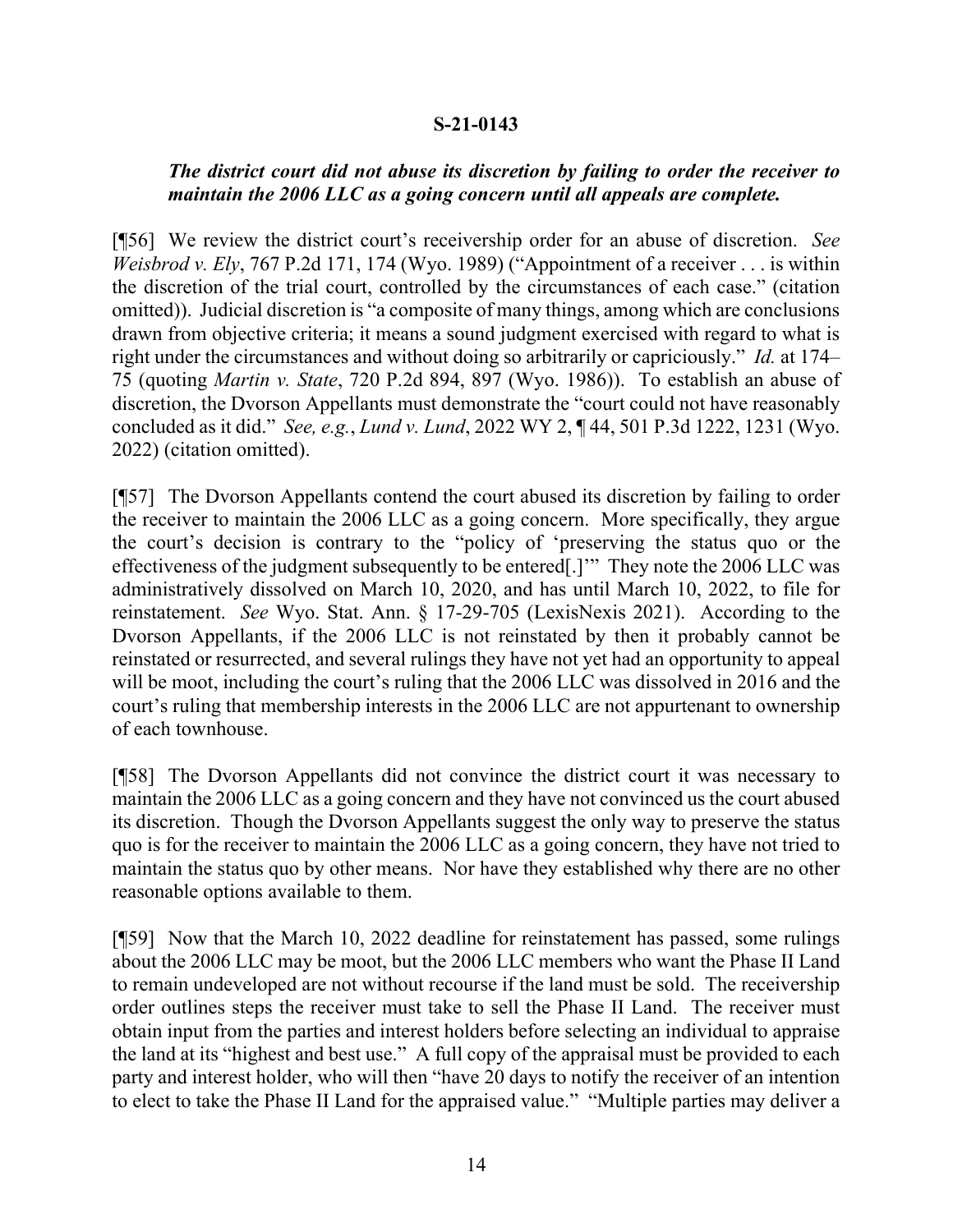**S-21-0143**

***The district court did not abuse its discretion by failing to order the receiver to maintain the 2006 LLC as a going concern until all appeals are complete.***

[¶56] We review the district court's receivership order for an abuse of discretion. *See Weisbrod v. Ely*, 767 P.2d 171, 174 (Wyo. 1989) ("Appointment of a receiver . . . is within the discretion of the trial court, controlled by the circumstances of each case." (citation omitted)). Judicial discretion is "a composite of many things, among which are conclusions drawn from objective criteria; it means a sound judgment exercised with regard to what is right under the circumstances and without doing so arbitrarily or capriciously." *Id.* at 174–75 (quoting *Martin v. State*, 720 P.2d 894, 897 (Wyo. 1986)). To establish an abuse of discretion, the Dvorson Appellants must demonstrate the "court could not have reasonably concluded as it did." *See, e.g.*, *Lund v. Lund*, 2022 WY 2, ¶ 44, 501 P.3d 1222, 1231 (Wyo. 2022) (citation omitted).

[¶57] The Dvorson Appellants contend the court abused its discretion by failing to order the receiver to maintain the 2006 LLC as a going concern. More specifically, they argue the court's decision is contrary to the "policy of 'preserving the status quo or the effectiveness of the judgment subsequently to be entered[.]'" They note the 2006 LLC was administratively dissolved on March 10, 2020, and has until March 10, 2022, to file for reinstatement. *See* Wyo. Stat. Ann. § 17-29-705 (LexisNexis 2021). According to the Dvorson Appellants, if the 2006 LLC is not reinstated by then it probably cannot be reinstated or resurrected, and several rulings they have not yet had an opportunity to appeal will be moot, including the court's ruling that the 2006 LLC was dissolved in 2016 and the court's ruling that membership interests in the 2006 LLC are not appurtenant to ownership of each townhouse.

[¶58] The Dvorson Appellants did not convince the district court it was necessary to maintain the 2006 LLC as a going concern and they have not convinced us the court abused its discretion. Though the Dvorson Appellants suggest the only way to preserve the status quo is for the receiver to maintain the 2006 LLC as a going concern, they have not tried to maintain the status quo by other means. Nor have they established why there are no other reasonable options available to them.

[¶59] Now that the March 10, 2022 deadline for reinstatement has passed, some rulings about the 2006 LLC may be moot, but the 2006 LLC members who want the Phase II Land to remain undeveloped are not without recourse if the land must be sold. The receivership order outlines steps the receiver must take to sell the Phase II Land. The receiver must obtain input from the parties and interest holders before selecting an individual to appraise the land at its "highest and best use." A full copy of the appraisal must be provided to each party and interest holder, who will then "have 20 days to notify the receiver of an intention to elect to take the Phase II Land for the appraised value." "Multiple parties may deliver a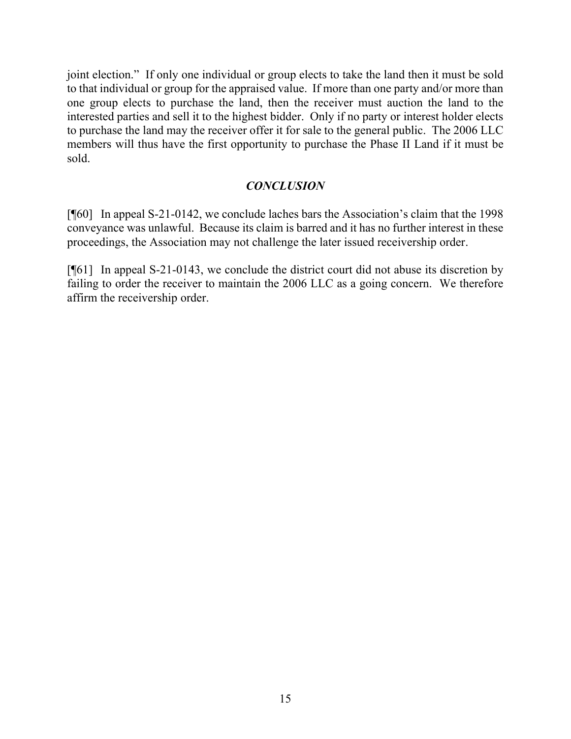joint election." If only one individual or group elects to take the land then it must be sold to that individual or group for the appraised value. If more than one party and/or more than one group elects to purchase the land, then the receiver must auction the land to the interested parties and sell it to the highest bidder. Only if no party or interest holder elects to purchase the land may the receiver offer it for sale to the general public. The 2006 LLC members will thus have the first opportunity to purchase the Phase II Land if it must be sold.

## *CONCLUSION*

[¶60] In appeal S-21-0142, we conclude laches bars the Association's claim that the 1998 conveyance was unlawful. Because its claim is barred and it has no further interest in these proceedings, the Association may not challenge the later issued receivership order.

[¶61] In appeal S-21-0143, we conclude the district court did not abuse its discretion by failing to order the receiver to maintain the 2006 LLC as a going concern. We therefore affirm the receivership order.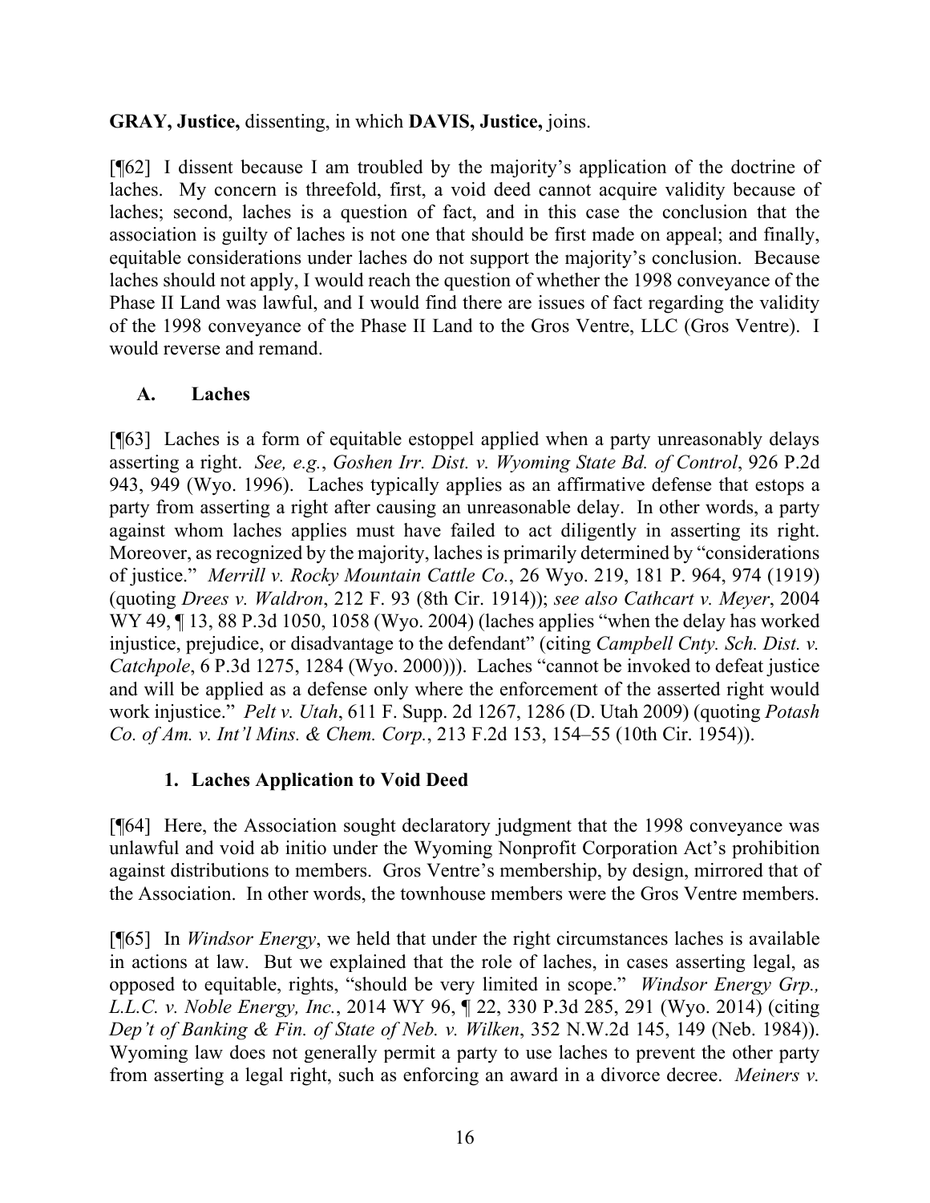**GRAY, Justice,** dissenting, in which **DAVIS, Justice,** joins.

[¶62] I dissent because I am troubled by the majority's application of the doctrine of laches. My concern is threefold, first, a void deed cannot acquire validity because of laches; second, laches is a question of fact, and in this case the conclusion that the association is guilty of laches is not one that should be first made on appeal; and finally, equitable considerations under laches do not support the majority's conclusion. Because laches should not apply, I would reach the question of whether the 1998 conveyance of the Phase II Land was lawful, and I would find there are issues of fact regarding the validity of the 1998 conveyance of the Phase II Land to the Gros Ventre, LLC (Gros Ventre). I would reverse and remand.

## A. Laches

[¶63] Laches is a form of equitable estoppel applied when a party unreasonably delays asserting a right. *See, e.g.*, *Goshen Irr. Dist. v. Wyoming State Bd. of Control*, 926 P.2d 943, 949 (Wyo. 1996). Laches typically applies as an affirmative defense that estops a party from asserting a right after causing an unreasonable delay. In other words, a party against whom laches applies must have failed to act diligently in asserting its right. Moreover, as recognized by the majority, laches is primarily determined by "considerations of justice." *Merrill v. Rocky Mountain Cattle Co.*, 26 Wyo. 219, 181 P. 964, 974 (1919) (quoting *Drees v. Waldron*, 212 F. 93 (8th Cir. 1914)); *see also Cathcart v. Meyer*, 2004 WY 49, ¶ 13, 88 P.3d 1050, 1058 (Wyo. 2004) (laches applies "when the delay has worked injustice, prejudice, or disadvantage to the defendant" (citing *Campbell Cnty. Sch. Dist. v. Catchpole*, 6 P.3d 1275, 1284 (Wyo. 2000))). Laches "cannot be invoked to defeat justice and will be applied as a defense only where the enforcement of the asserted right would work injustice." *Pelt v. Utah*, 611 F. Supp. 2d 1267, 1286 (D. Utah 2009) (quoting *Potash Co. of Am. v. Int'l Mins. & Chem. Corp.*, 213 F.2d 153, 154–55 (10th Cir. 1954)).

### 1. Laches Application to Void Deed

[¶64] Here, the Association sought declaratory judgment that the 1998 conveyance was unlawful and void ab initio under the Wyoming Nonprofit Corporation Act's prohibition against distributions to members. Gros Ventre's membership, by design, mirrored that of the Association. In other words, the townhouse members were the Gros Ventre members.

[¶65] In *Windsor Energy*, we held that under the right circumstances laches is available in actions at law. But we explained that the role of laches, in cases asserting legal, as opposed to equitable, rights, "should be very limited in scope." *Windsor Energy Grp., L.L.C. v. Noble Energy, Inc.*, 2014 WY 96, ¶ 22, 330 P.3d 285, 291 (Wyo. 2014) (citing *Dep't of Banking & Fin. of State of Neb. v. Wilken*, 352 N.W.2d 145, 149 (Neb. 1984)). Wyoming law does not generally permit a party to use laches to prevent the other party from asserting a legal right, such as enforcing an award in a divorce decree. *Meiners v.*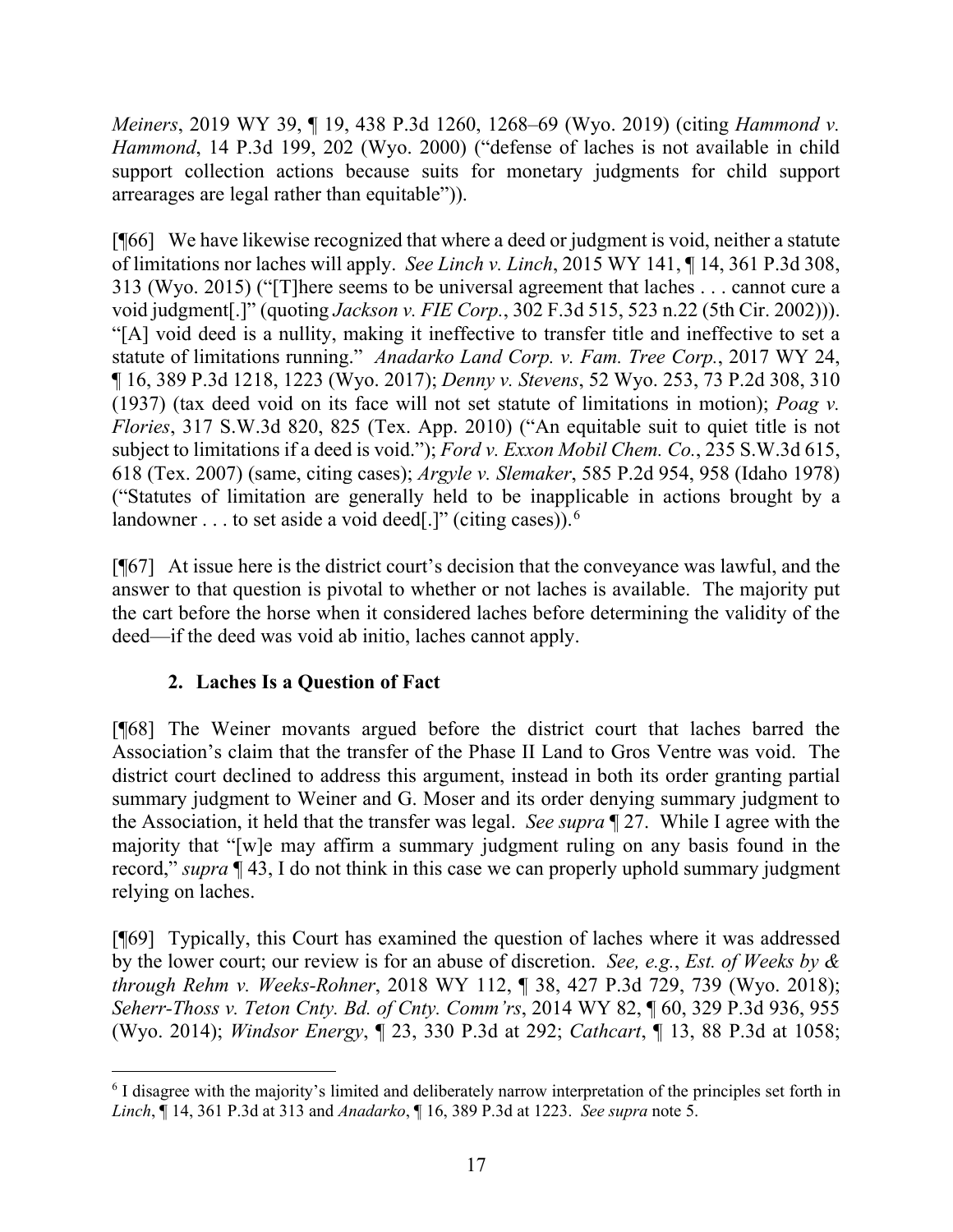*Meiners*, 2019 WY 39, ¶ 19, 438 P.3d 1260, 1268–69 (Wyo. 2019) (citing *Hammond v. Hammond*, 14 P.3d 199, 202 (Wyo. 2000) ("defense of laches is not available in child support collection actions because suits for monetary judgments for child support arrearages are legal rather than equitable")).

[¶66] We have likewise recognized that where a deed or judgment is void, neither a statute of limitations nor laches will apply. *See Linch v. Linch*, 2015 WY 141, ¶ 14, 361 P.3d 308, 313 (Wyo. 2015) ("[T]here seems to be universal agreement that laches . . . cannot cure a void judgment[.]" (quoting *Jackson v. FIE Corp.*, 302 F.3d 515, 523 n.22 (5th Cir. 2002))). "[A] void deed is a nullity, making it ineffective to transfer title and ineffective to set a statute of limitations running." *Anadarko Land Corp. v. Fam. Tree Corp.*, 2017 WY 24, ¶ 16, 389 P.3d 1218, 1223 (Wyo. 2017); *Denny v. Stevens*, 52 Wyo. 253, 73 P.2d 308, 310 (1937) (tax deed void on its face will not set statute of limitations in motion); *Poag v. Flories*, 317 S.W.3d 820, 825 (Tex. App. 2010) ("An equitable suit to quiet title is not subject to limitations if a deed is void."); *Ford v. Exxon Mobil Chem. Co.*, 235 S.W.3d 615, 618 (Tex. 2007) (same, citing cases); *Argyle v. Slemaker*, 585 P.2d 954, 958 (Idaho 1978) ("Statutes of limitation are generally held to be inapplicable in actions brought by a landowner . . . to set aside a void deed[.]" (citing cases)).[6]

[¶67] At issue here is the district court's decision that the conveyance was lawful, and the answer to that question is pivotal to whether or not laches is available. The majority put the cart before the horse when it considered laches before determining the validity of the deed—if the deed was void ab initio, laches cannot apply.

### 2. Laches Is a Question of Fact

[¶68] The Weiner movants argued before the district court that laches barred the Association's claim that the transfer of the Phase II Land to Gros Ventre was void. The district court declined to address this argument, instead in both its order granting partial summary judgment to Weiner and G. Moser and its order denying summary judgment to the Association, it held that the transfer was legal. *See supra* ¶ 27. While I agree with the majority that "[w]e may affirm a summary judgment ruling on any basis found in the record," *supra* ¶ 43, I do not think in this case we can properly uphold summary judgment relying on laches.

[¶69] Typically, this Court has examined the question of laches where it was addressed by the lower court; our review is for an abuse of discretion. *See, e.g.*, *Est. of Weeks by & through Rehm v. Weeks-Rohner*, 2018 WY 112, ¶ 38, 427 P.3d 729, 739 (Wyo. 2018); *Seherr-Thoss v. Teton Cnty. Bd. of Cnty. Comm'rs*, 2014 WY 82, ¶ 60, 329 P.3d 936, 955 (Wyo. 2014); *Windsor Energy*, ¶ 23, 330 P.3d at 292; *Cathcart*, ¶ 13, 88 P.3d at 1058;

---

[6] I disagree with the majority's limited and deliberately narrow interpretation of the principles set forth in *Linch*, ¶ 14, 361 P.3d at 313 and *Anadarko*, ¶ 16, 389 P.3d at 1223. *See supra* note 5.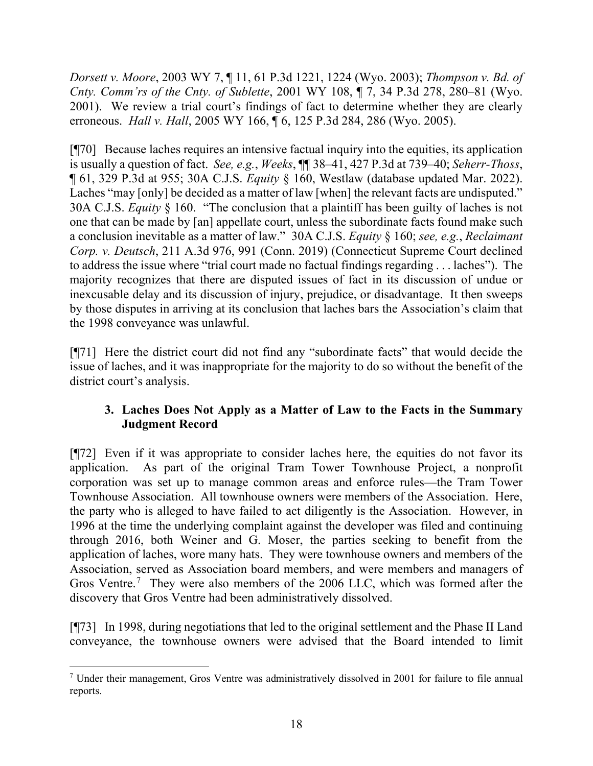*Dorsett v. Moore*, 2003 WY 7, ¶ 11, 61 P.3d 1221, 1224 (Wyo. 2003); *Thompson v. Bd. of Cnty. Comm'rs of the Cnty. of Sublette*, 2001 WY 108, ¶ 7, 34 P.3d 278, 280–81 (Wyo. 2001). We review a trial court's findings of fact to determine whether they are clearly erroneous. *Hall v. Hall*, 2005 WY 166, ¶ 6, 125 P.3d 284, 286 (Wyo. 2005).

[¶70] Because laches requires an intensive factual inquiry into the equities, its application is usually a question of fact. *See, e.g.*, *Weeks*, ¶¶ 38–41, 427 P.3d at 739–40; *Seherr-Thoss*, ¶ 61, 329 P.3d at 955; 30A C.J.S. *Equity* § 160, Westlaw (database updated Mar. 2022). Laches "may [only] be decided as a matter of law [when] the relevant facts are undisputed." 30A C.J.S. *Equity* § 160. "The conclusion that a plaintiff has been guilty of laches is not one that can be made by [an] appellate court, unless the subordinate facts found make such a conclusion inevitable as a matter of law." 30A C.J.S. *Equity* § 160; *see, e.g.*, *Reclaimant Corp. v. Deutsch*, 211 A.3d 976, 991 (Conn. 2019) (Connecticut Supreme Court declined to address the issue where "trial court made no factual findings regarding . . . laches"). The majority recognizes that there are disputed issues of fact in its discussion of undue or inexcusable delay and its discussion of injury, prejudice, or disadvantage. It then sweeps by those disputes in arriving at its conclusion that laches bars the Association's claim that the 1998 conveyance was unlawful.

[¶71] Here the district court did not find any "subordinate facts" that would decide the issue of laches, and it was inappropriate for the majority to do so without the benefit of the district court's analysis.

### 3. Laches Does Not Apply as a Matter of Law to the Facts in the Summary Judgment Record

[¶72] Even if it was appropriate to consider laches here, the equities do not favor its application. As part of the original Tram Tower Townhouse Project, a nonprofit corporation was set up to manage common areas and enforce rules—the Tram Tower Townhouse Association. All townhouse owners were members of the Association. Here, the party who is alleged to have failed to act diligently is the Association. However, in 1996 at the time the underlying complaint against the developer was filed and continuing through 2016, both Weiner and G. Moser, the parties seeking to benefit from the application of laches, wore many hats. They were townhouse owners and members of the Association, served as Association board members, and were members and managers of Gros Ventre.[7] They were also members of the 2006 LLC, which was formed after the discovery that Gros Ventre had been administratively dissolved.

[¶73] In 1998, during negotiations that led to the original settlement and the Phase II Land conveyance, the townhouse owners were advised that the Board intended to limit

[7] Under their management, Gros Ventre was administratively dissolved in 2001 for failure to file annual reports.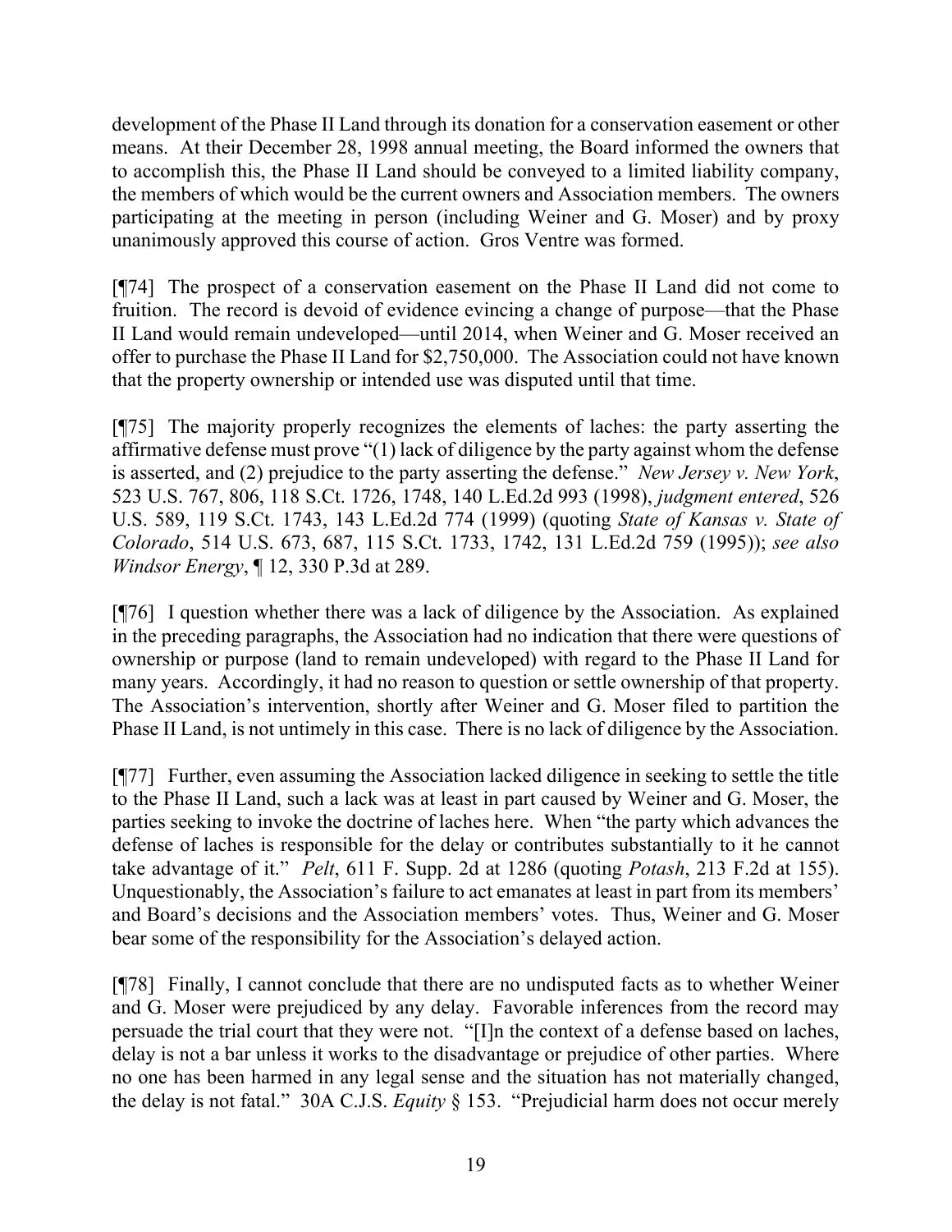development of the Phase II Land through its donation for a conservation easement or other means. At their December 28, 1998 annual meeting, the Board informed the owners that to accomplish this, the Phase II Land should be conveyed to a limited liability company, the members of which would be the current owners and Association members. The owners participating at the meeting in person (including Weiner and G. Moser) and by proxy unanimously approved this course of action. Gros Ventre was formed.

[¶74] The prospect of a conservation easement on the Phase II Land did not come to fruition. The record is devoid of evidence evincing a change of purpose—that the Phase II Land would remain undeveloped—until 2014, when Weiner and G. Moser received an offer to purchase the Phase II Land for $2,750,000. The Association could not have known that the property ownership or intended use was disputed until that time.

[¶75] The majority properly recognizes the elements of laches: the party asserting the affirmative defense must prove "(1) lack of diligence by the party against whom the defense is asserted, and (2) prejudice to the party asserting the defense." *New Jersey v. New York*, 523 U.S. 767, 806, 118 S.Ct. 1726, 1748, 140 L.Ed.2d 993 (1998), *judgment entered*, 526 U.S. 589, 119 S.Ct. 1743, 143 L.Ed.2d 774 (1999) (quoting *State of Kansas v. State of Colorado*, 514 U.S. 673, 687, 115 S.Ct. 1733, 1742, 131 L.Ed.2d 759 (1995)); *see also Windsor Energy*, ¶ 12, 330 P.3d at 289.

[¶76] I question whether there was a lack of diligence by the Association. As explained in the preceding paragraphs, the Association had no indication that there were questions of ownership or purpose (land to remain undeveloped) with regard to the Phase II Land for many years. Accordingly, it had no reason to question or settle ownership of that property. The Association's intervention, shortly after Weiner and G. Moser filed to partition the Phase II Land, is not untimely in this case. There is no lack of diligence by the Association.

[¶77] Further, even assuming the Association lacked diligence in seeking to settle the title to the Phase II Land, such a lack was at least in part caused by Weiner and G. Moser, the parties seeking to invoke the doctrine of laches here. When "the party which advances the defense of laches is responsible for the delay or contributes substantially to it he cannot take advantage of it." *Pelt*, 611 F. Supp. 2d at 1286 (quoting *Potash*, 213 F.2d at 155). Unquestionably, the Association's failure to act emanates at least in part from its members' and Board's decisions and the Association members' votes. Thus, Weiner and G. Moser bear some of the responsibility for the Association's delayed action.

[¶78] Finally, I cannot conclude that there are no undisputed facts as to whether Weiner and G. Moser were prejudiced by any delay. Favorable inferences from the record may persuade the trial court that they were not. "[I]n the context of a defense based on laches, delay is not a bar unless it works to the disadvantage or prejudice of other parties. Where no one has been harmed in any legal sense and the situation has not materially changed, the delay is not fatal." 30A C.J.S. *Equity* § 153. "Prejudicial harm does not occur merely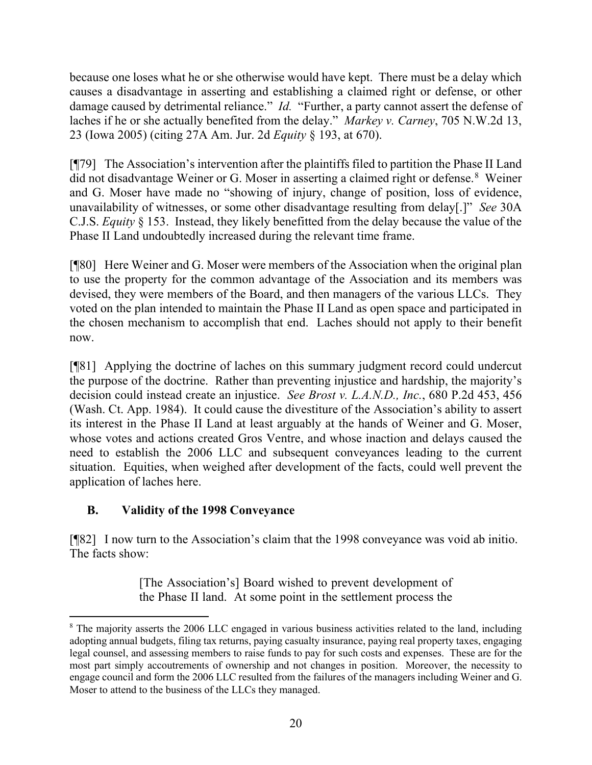because one loses what he or she otherwise would have kept. There must be a delay which causes a disadvantage in asserting and establishing a claimed right or defense, or other damage caused by detrimental reliance." *Id.* "Further, a party cannot assert the defense of laches if he or she actually benefited from the delay." *Markey v. Carney*, 705 N.W.2d 13, 23 (Iowa 2005) (citing 27A Am. Jur. 2d *Equity* § 193, at 670).

[¶79] The Association's intervention after the plaintiffs filed to partition the Phase II Land did not disadvantage Weiner or G. Moser in asserting a claimed right or defense.[8] Weiner and G. Moser have made no "showing of injury, change of position, loss of evidence, unavailability of witnesses, or some other disadvantage resulting from delay[.]" *See* 30A C.J.S. *Equity* § 153. Instead, they likely benefitted from the delay because the value of the Phase II Land undoubtedly increased during the relevant time frame.

[¶80] Here Weiner and G. Moser were members of the Association when the original plan to use the property for the common advantage of the Association and its members was devised, they were members of the Board, and then managers of the various LLCs. They voted on the plan intended to maintain the Phase II Land as open space and participated in the chosen mechanism to accomplish that end. Laches should not apply to their benefit now.

[¶81] Applying the doctrine of laches on this summary judgment record could undercut the purpose of the doctrine. Rather than preventing injustice and hardship, the majority's decision could instead create an injustice. *See Brost v. L.A.N.D., Inc.*, 680 P.2d 453, 456 (Wash. Ct. App. 1984). It could cause the divestiture of the Association's ability to assert its interest in the Phase II Land at least arguably at the hands of Weiner and G. Moser, whose votes and actions created Gros Ventre, and whose inaction and delays caused the need to establish the 2006 LLC and subsequent conveyances leading to the current situation. Equities, when weighed after development of the facts, could well prevent the application of laches here.

### B. Validity of the 1998 Conveyance

[¶82] I now turn to the Association's claim that the 1998 conveyance was void ab initio. The facts show:

> [The Association's] Board wished to prevent development of the Phase II land. At some point in the settlement process the

---

[8] The majority asserts the 2006 LLC engaged in various business activities related to the land, including adopting annual budgets, filing tax returns, paying casualty insurance, paying real property taxes, engaging legal counsel, and assessing members to raise funds to pay for such costs and expenses. These are for the most part simply accoutrements of ownership and not changes in position. Moreover, the necessity to engage council and form the 2006 LLC resulted from the failures of the managers including Weiner and G. Moser to attend to the business of the LLCs they managed.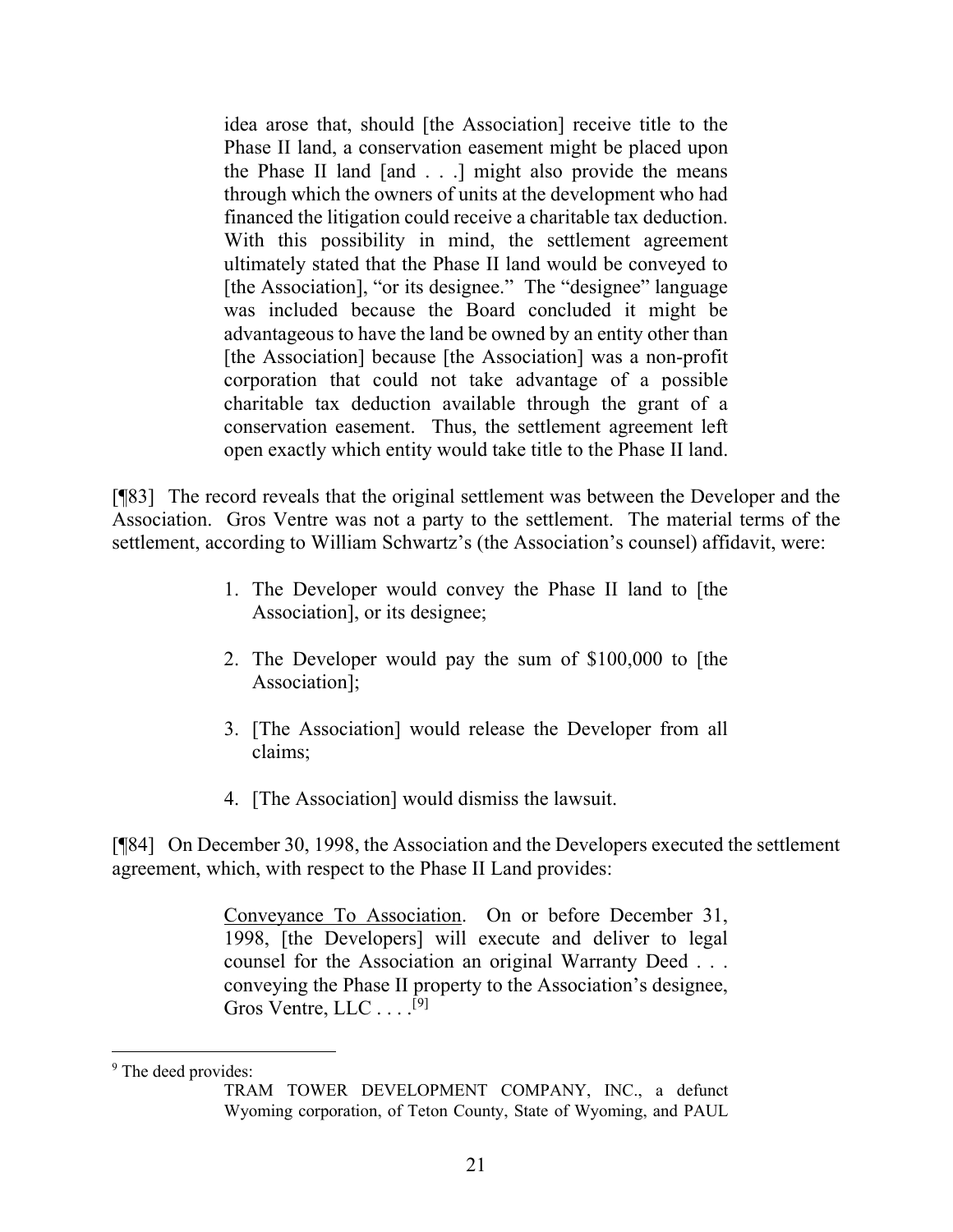> idea arose that, should [the Association] receive title to the Phase II land, a conservation easement might be placed upon the Phase II land [and . . .] might also provide the means through which the owners of units at the development who had financed the litigation could receive a charitable tax deduction. With this possibility in mind, the settlement agreement ultimately stated that the Phase II land would be conveyed to [the Association], "or its designee." The "designee" language was included because the Board concluded it might be advantageous to have the land be owned by an entity other than [the Association] because [the Association] was a non-profit corporation that could not take advantage of a possible charitable tax deduction available through the grant of a conservation easement. Thus, the settlement agreement left open exactly which entity would take title to the Phase II land.

[¶83] The record reveals that the original settlement was between the Developer and the Association. Gros Ventre was not a party to the settlement. The material terms of the settlement, according to William Schwartz's (the Association's counsel) affidavit, were:

> 1. The Developer would convey the Phase II land to [the Association], or its designee;
>
> 2. The Developer would pay the sum of $100,000 to [the Association];
>
> 3. [The Association] would release the Developer from all claims;
>
> 4. [The Association] would dismiss the lawsuit.

[¶84] On December 30, 1998, the Association and the Developers executed the settlement agreement, which, with respect to the Phase II Land provides:

> <u>Conveyance To Association</u>. On or before December 31, 1998, [the Developers] will execute and deliver to legal counsel for the Association an original Warranty Deed . . . conveying the Phase II property to the Association's designee, Gros Ventre, LLC . . . .[9]

---

[9] The deed provides:

> TRAM TOWER DEVELOPMENT COMPANY, INC., a defunct Wyoming corporation, of Teton County, State of Wyoming, and PAUL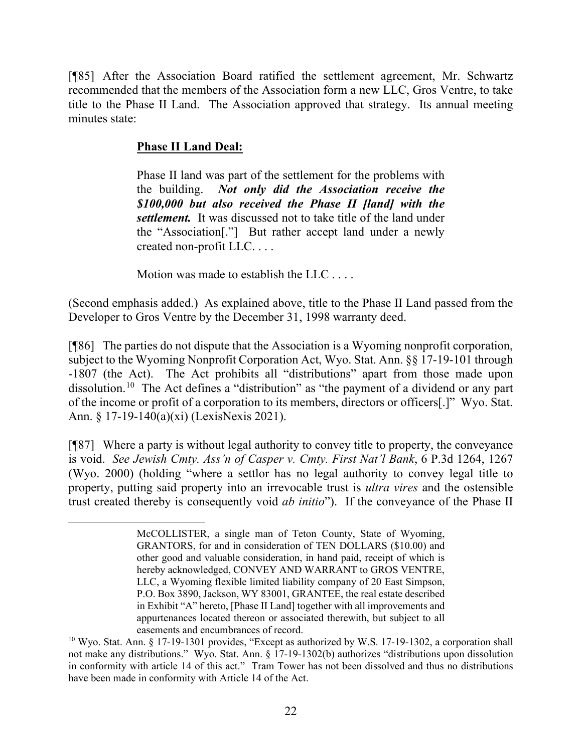[¶85] After the Association Board ratified the settlement agreement, Mr. Schwartz recommended that the members of the Association form a new LLC, Gros Ventre, to take title to the Phase II Land. The Association approved that strategy. Its annual meeting minutes state:

> **<u>Phase II Land Deal:</u>**
>
> Phase II land was part of the settlement for the problems with the building. ***Not only did the Association receive the $100,000 but also received the Phase II [land] with the settlement.*** It was discussed not to take title of the land under the "Association[."] But rather accept land under a newly created non-profit LLC. . . .
>
> Motion was made to establish the LLC . . . .

(Second emphasis added.) As explained above, title to the Phase II Land passed from the Developer to Gros Ventre by the December 31, 1998 warranty deed.

[¶86] The parties do not dispute that the Association is a Wyoming nonprofit corporation, subject to the Wyoming Nonprofit Corporation Act, Wyo. Stat. Ann. §§ 17-19-101 through -1807 (the Act). The Act prohibits all "distributions" apart from those made upon dissolution.[10] The Act defines a "distribution" as "the payment of a dividend or any part of the income or profit of a corporation to its members, directors or officers[.]" Wyo. Stat. Ann. § 17-19-140(a)(xi) (LexisNexis 2021).

[¶87] Where a party is without legal authority to convey title to property, the conveyance is void. *See Jewish Cmty. Ass'n of Casper v. Cmty. First Nat'l Bank*, 6 P.3d 1264, 1267 (Wyo. 2000) (holding "where a settlor has no legal authority to convey legal title to property, putting said property into an irrevocable trust is *ultra vires* and the ostensible trust created thereby is consequently void *ab initio*"). If the conveyance of the Phase II

---

> McCOLLISTER, a single man of Teton County, State of Wyoming, GRANTORS, for and in consideration of TEN DOLLARS ($10.00) and other good and valuable consideration, in hand paid, receipt of which is hereby acknowledged, CONVEY AND WARRANT to GROS VENTRE, LLC, a Wyoming flexible limited liability company of 20 East Simpson, P.O. Box 3890, Jackson, WY 83001, GRANTEE, the real estate described in Exhibit "A" hereto, [Phase II Land] together with all improvements and appurtenances located thereon or associated therewith, but subject to all easements and encumbrances of record.

[10] Wyo. Stat. Ann. § 17-19-1301 provides, "Except as authorized by W.S. 17-19-1302, a corporation shall not make any distributions." Wyo. Stat. Ann. § 17-19-1302(b) authorizes "distributions upon dissolution in conformity with article 14 of this act." Tram Tower has not been dissolved and thus no distributions have been made in conformity with Article 14 of the Act.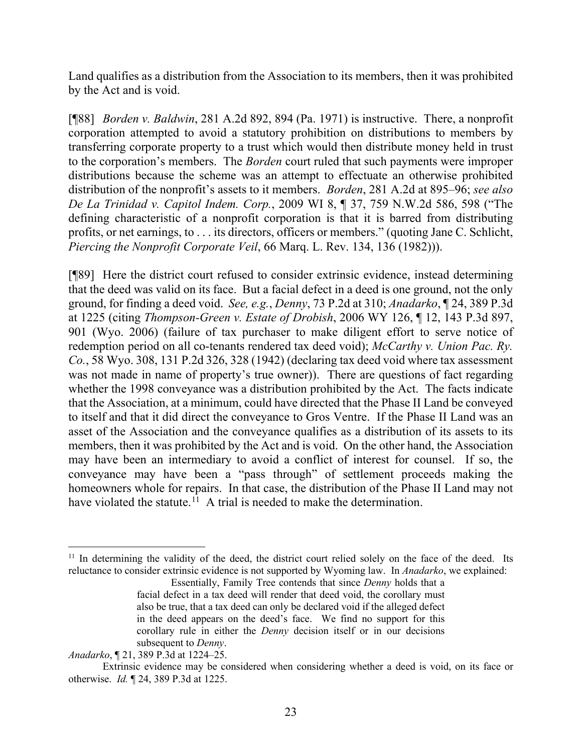Land qualifies as a distribution from the Association to its members, then it was prohibited by the Act and is void.

[¶88] *Borden v. Baldwin*, 281 A.2d 892, 894 (Pa. 1971) is instructive. There, a nonprofit corporation attempted to avoid a statutory prohibition on distributions to members by transferring corporate property to a trust which would then distribute money held in trust to the corporation's members. The *Borden* court ruled that such payments were improper distributions because the scheme was an attempt to effectuate an otherwise prohibited distribution of the nonprofit's assets to it members. *Borden*, 281 A.2d at 895–96; *see also De La Trinidad v. Capitol Indem. Corp.*, 2009 WI 8, ¶ 37, 759 N.W.2d 586, 598 ("The defining characteristic of a nonprofit corporation is that it is barred from distributing profits, or net earnings, to . . . its directors, officers or members." (quoting Jane C. Schlicht, *Piercing the Nonprofit Corporate Veil*, 66 Marq. L. Rev. 134, 136 (1982))).

[¶89] Here the district court refused to consider extrinsic evidence, instead determining that the deed was valid on its face. But a facial defect in a deed is one ground, not the only ground, for finding a deed void. *See, e.g.*, *Denny*, 73 P.2d at 310; *Anadarko*, ¶ 24, 389 P.3d at 1225 (citing *Thompson-Green v. Estate of Drobish*, 2006 WY 126, ¶ 12, 143 P.3d 897, 901 (Wyo. 2006) (failure of tax purchaser to make diligent effort to serve notice of redemption period on all co-tenants rendered tax deed void); *McCarthy v. Union Pac. Ry. Co.*, 58 Wyo. 308, 131 P.2d 326, 328 (1942) (declaring tax deed void where tax assessment was not made in name of property's true owner)). There are questions of fact regarding whether the 1998 conveyance was a distribution prohibited by the Act. The facts indicate that the Association, at a minimum, could have directed that the Phase II Land be conveyed to itself and that it did direct the conveyance to Gros Ventre. If the Phase II Land was an asset of the Association and the conveyance qualifies as a distribution of its assets to its members, then it was prohibited by the Act and is void. On the other hand, the Association may have been an intermediary to avoid a conflict of interest for counsel. If so, the conveyance may have been a "pass through" of settlement proceeds making the homeowners whole for repairs. In that case, the distribution of the Phase II Land may not have violated the statute.[11] A trial is needed to make the determination.

---

[11] In determining the validity of the deed, the district court relied solely on the face of the deed. Its reluctance to consider extrinsic evidence is not supported by Wyoming law. In *Anadarko*, we explained:

> Essentially, Family Tree contends that since *Denny* holds that a facial defect in a tax deed will render that deed void, the corollary must also be true, that a tax deed can only be declared void if the alleged defect in the deed appears on the deed's face. We find no support for this corollary rule in either the *Denny* decision itself or in our decisions subsequent to *Denny*.

*Anadarko*, ¶ 21, 389 P.3d at 1224–25.

Extrinsic evidence may be considered when considering whether a deed is void, on its face or otherwise. *Id.* ¶ 24, 389 P.3d at 1225.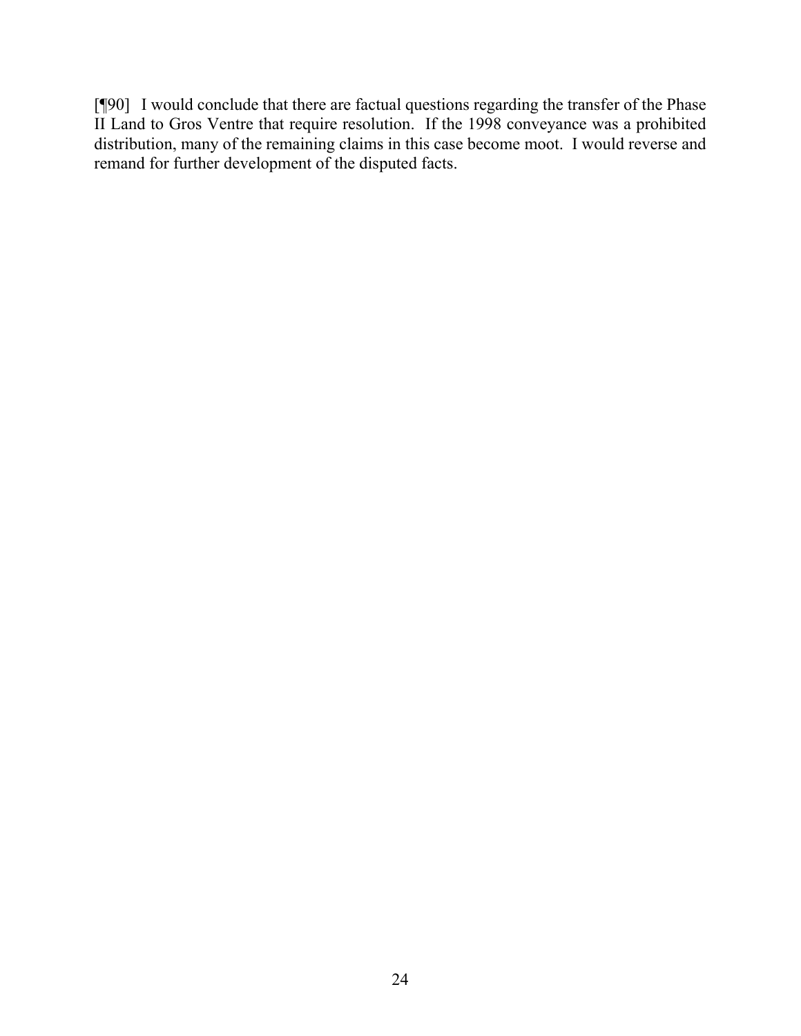[¶90] I would conclude that there are factual questions regarding the transfer of the Phase II Land to Gros Ventre that require resolution. If the 1998 conveyance was a prohibited distribution, many of the remaining claims in this case become moot. I would reverse and remand for further development of the disputed facts.